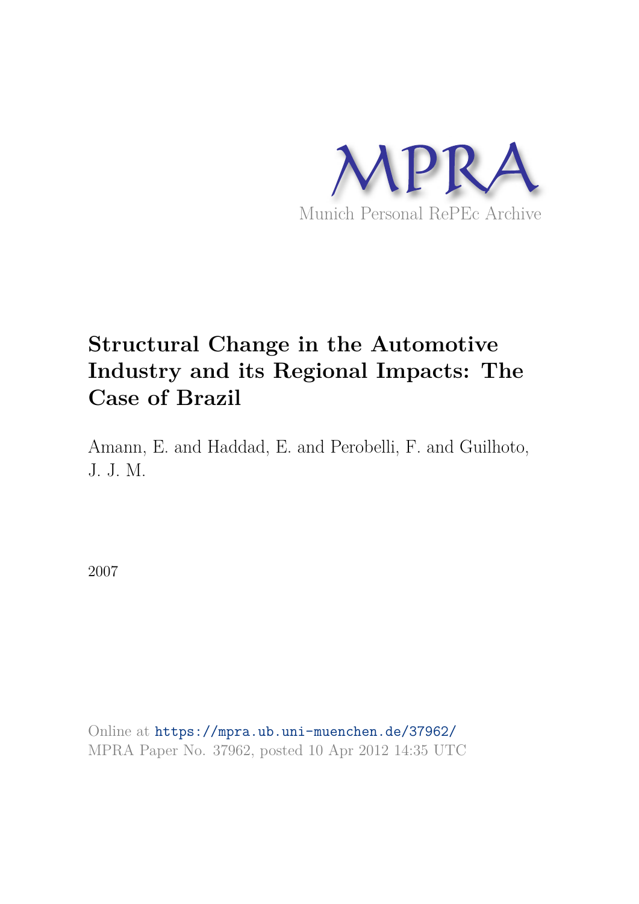MPRA

Munich Personal RePEc Archive

# Structural Change in the Automotive Industry and its Regional Impacts: The Case of Brazil

Amann, E. and Haddad, E. and Perobelli, F. and Guilhoto, J. J. M.

2007

Online at https://mpra.ub.uni-muenchen.de/37962/
MPRA Paper No. 37962, posted 10 Apr 2012 14:35 UTC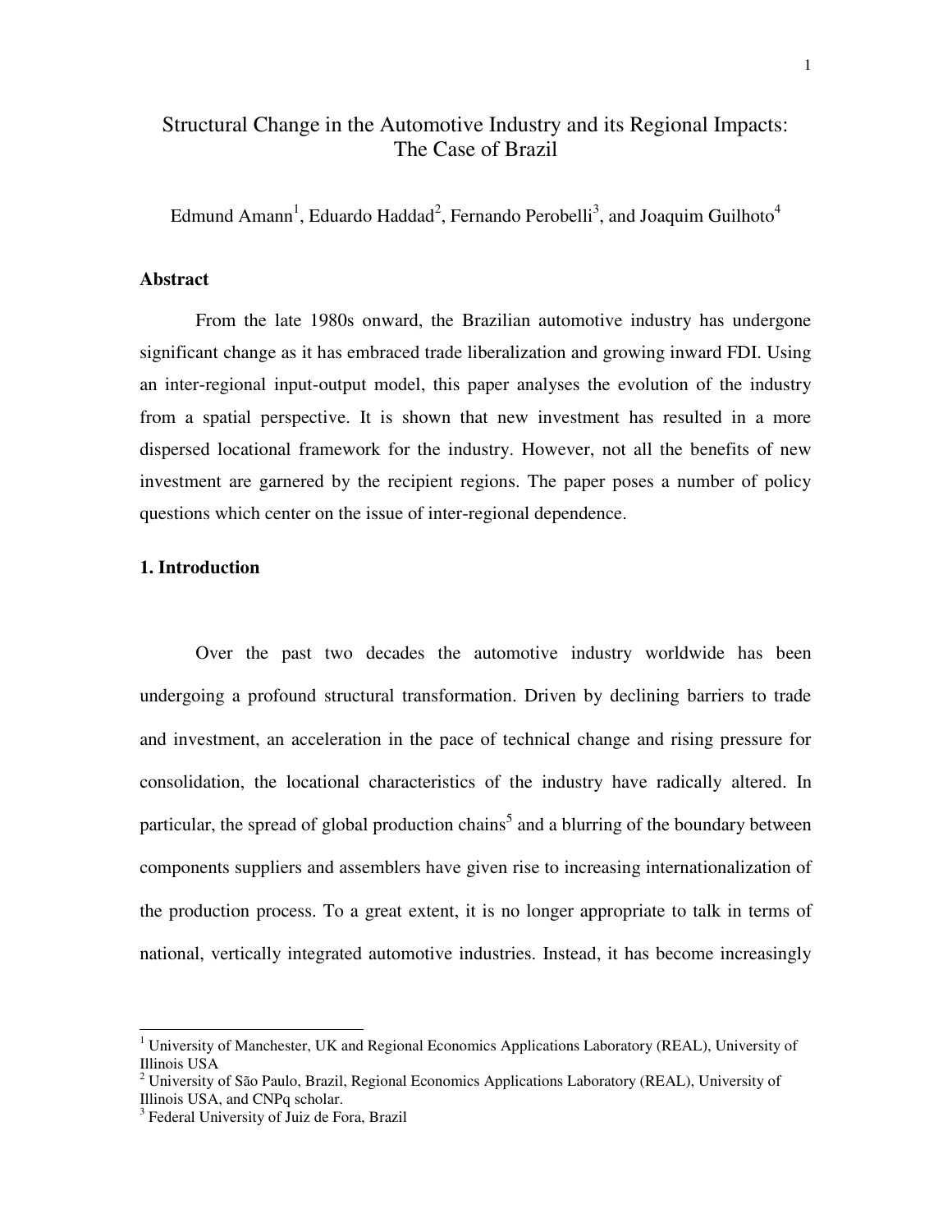# Structural Change in the Automotive Industry and its Regional Impacts: The Case of Brazil

Edmund Amann[1], Eduardo Haddad[2], Fernando Perobelli[3], and Joaquim Guilhoto[4]

**Abstract**

From the late 1980s onward, the Brazilian automotive industry has undergone significant change as it has embraced trade liberalization and growing inward FDI. Using an inter-regional input-output model, this paper analyses the evolution of the industry from a spatial perspective. It is shown that new investment has resulted in a more dispersed locational framework for the industry. However, not all the benefits of new investment are garnered by the recipient regions. The paper poses a number of policy questions which center on the issue of inter-regional dependence.

## 1. Introduction

Over the past two decades the automotive industry worldwide has been undergoing a profound structural transformation. Driven by declining barriers to trade and investment, an acceleration in the pace of technical change and rising pressure for consolidation, the locational characteristics of the industry have radically altered. In particular, the spread of global production chains[5] and a blurring of the boundary between components suppliers and assemblers have given rise to increasing internationalization of the production process. To a great extent, it is no longer appropriate to talk in terms of national, vertically integrated automotive industries. Instead, it has become increasingly

---

[1] University of Manchester, UK and Regional Economics Applications Laboratory (REAL), University of Illinois USA

[2] University of São Paulo, Brazil, Regional Economics Applications Laboratory (REAL), University of Illinois USA, and CNPq scholar.

[3] Federal University of Juiz de Fora, Brazil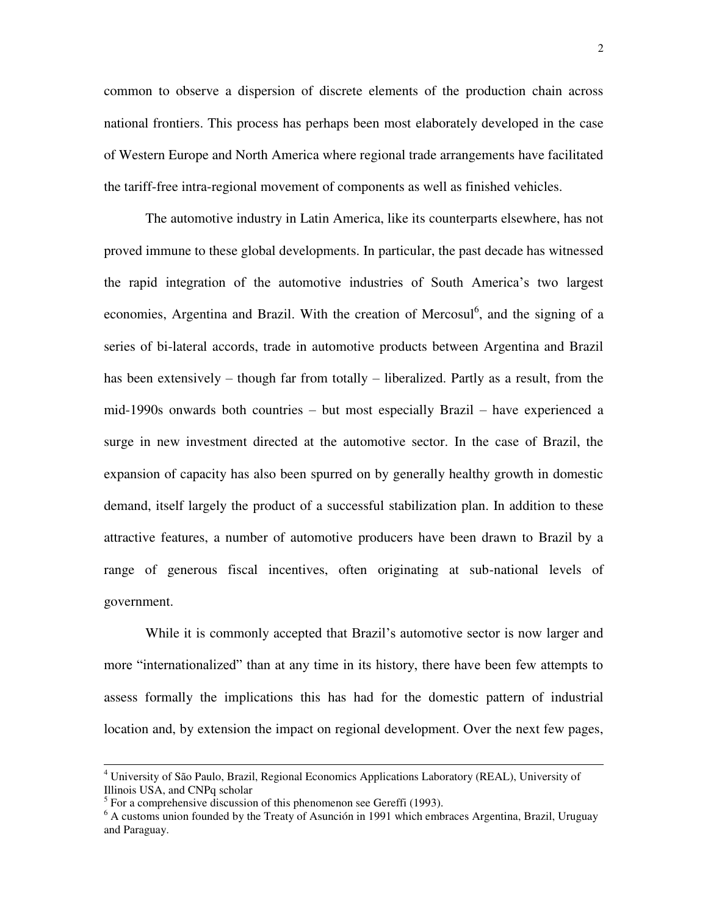common to observe a dispersion of discrete elements of the production chain across national frontiers. This process has perhaps been most elaborately developed in the case of Western Europe and North America where regional trade arrangements have facilitated the tariff-free intra-regional movement of components as well as finished vehicles.

The automotive industry in Latin America, like its counterparts elsewhere, has not proved immune to these global developments. In particular, the past decade has witnessed the rapid integration of the automotive industries of South America's two largest economies, Argentina and Brazil. With the creation of Mercosul[6], and the signing of a series of bi-lateral accords, trade in automotive products between Argentina and Brazil has been extensively – though far from totally – liberalized. Partly as a result, from the mid-1990s onwards both countries – but most especially Brazil – have experienced a surge in new investment directed at the automotive sector. In the case of Brazil, the expansion of capacity has also been spurred on by generally healthy growth in domestic demand, itself largely the product of a successful stabilization plan. In addition to these attractive features, a number of automotive producers have been drawn to Brazil by a range of generous fiscal incentives, often originating at sub-national levels of government.

While it is commonly accepted that Brazil's automotive sector is now larger and more "internationalized" than at any time in its history, there have been few attempts to assess formally the implications this has had for the domestic pattern of industrial location and, by extension the impact on regional development. Over the next few pages,

---

[4] University of São Paulo, Brazil, Regional Economics Applications Laboratory (REAL), University of Illinois USA, and CNPq scholar

[5] For a comprehensive discussion of this phenomenon see Gereffi (1993).

[6] A customs union founded by the Treaty of Asunción in 1991 which embraces Argentina, Brazil, Uruguay and Paraguay.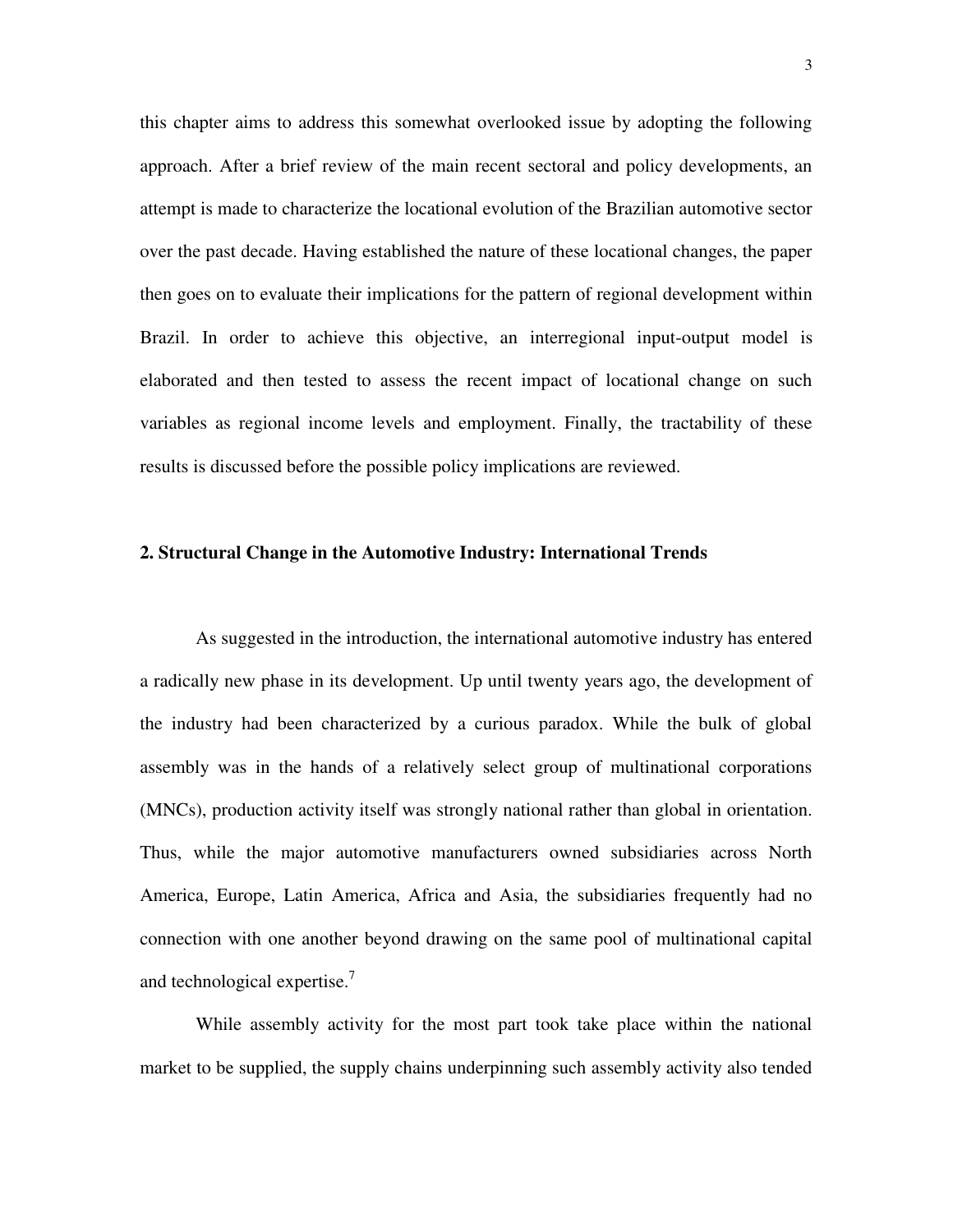this chapter aims to address this somewhat overlooked issue by adopting the following approach. After a brief review of the main recent sectoral and policy developments, an attempt is made to characterize the locational evolution of the Brazilian automotive sector over the past decade. Having established the nature of these locational changes, the paper then goes on to evaluate their implications for the pattern of regional development within Brazil. In order to achieve this objective, an interregional input-output model is elaborated and then tested to assess the recent impact of locational change on such variables as regional income levels and employment. Finally, the tractability of these results is discussed before the possible policy implications are reviewed.

## 2. Structural Change in the Automotive Industry: International Trends

As suggested in the introduction, the international automotive industry has entered a radically new phase in its development. Up until twenty years ago, the development of the industry had been characterized by a curious paradox. While the bulk of global assembly was in the hands of a relatively select group of multinational corporations (MNCs), production activity itself was strongly national rather than global in orientation. Thus, while the major automotive manufacturers owned subsidiaries across North America, Europe, Latin America, Africa and Asia, the subsidiaries frequently had no connection with one another beyond drawing on the same pool of multinational capital and technological expertise.[7]

While assembly activity for the most part took take place within the national market to be supplied, the supply chains underpinning such assembly activity also tended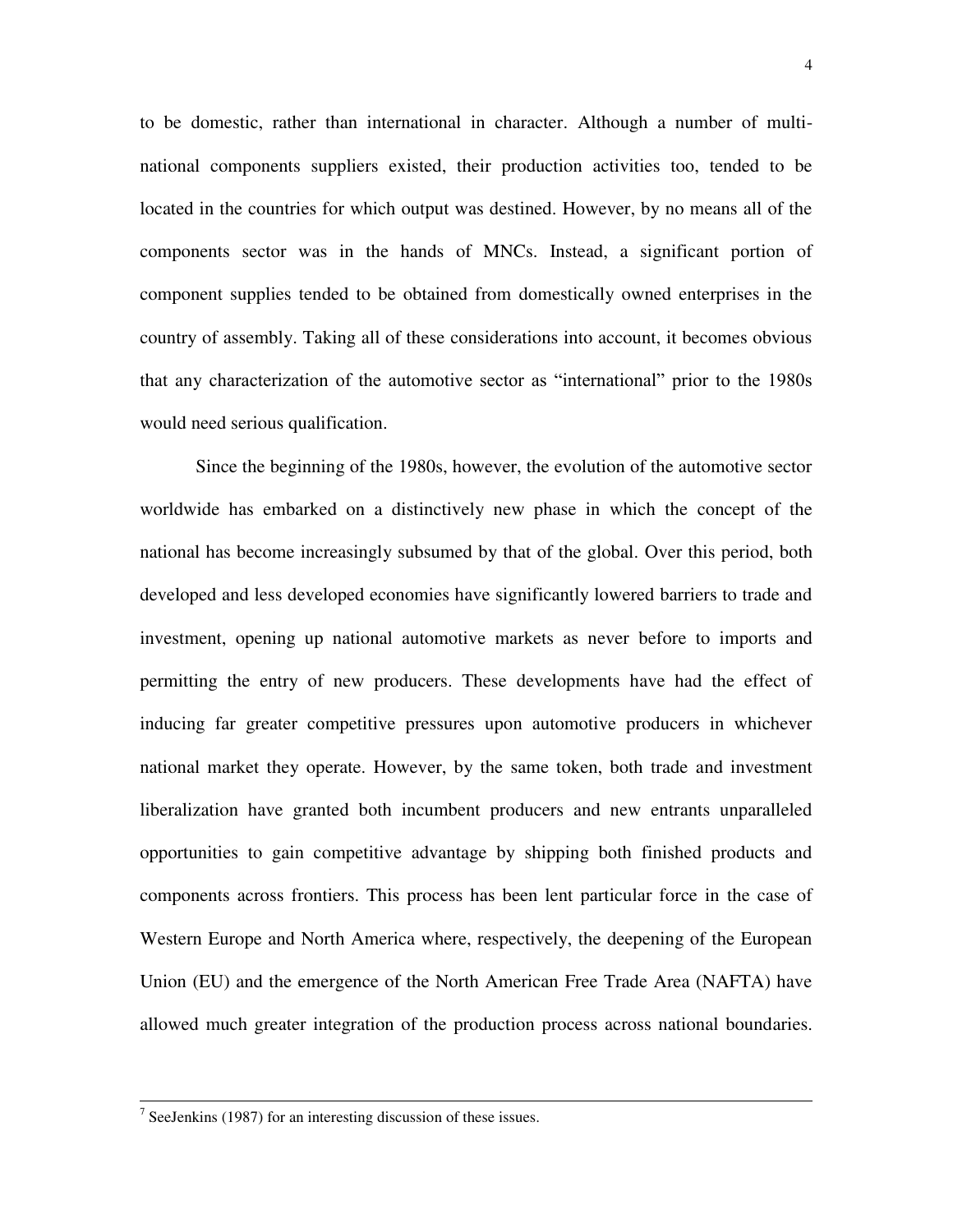to be domestic, rather than international in character. Although a number of multi-national components suppliers existed, their production activities too, tended to be located in the countries for which output was destined. However, by no means all of the components sector was in the hands of MNCs. Instead, a significant portion of component supplies tended to be obtained from domestically owned enterprises in the country of assembly. Taking all of these considerations into account, it becomes obvious that any characterization of the automotive sector as "international" prior to the 1980s would need serious qualification.

Since the beginning of the 1980s, however, the evolution of the automotive sector worldwide has embarked on a distinctively new phase in which the concept of the national has become increasingly subsumed by that of the global. Over this period, both developed and less developed economies have significantly lowered barriers to trade and investment, opening up national automotive markets as never before to imports and permitting the entry of new producers. These developments have had the effect of inducing far greater competitive pressures upon automotive producers in whichever national market they operate. However, by the same token, both trade and investment liberalization have granted both incumbent producers and new entrants unparalleled opportunities to gain competitive advantage by shipping both finished products and components across frontiers. This process has been lent particular force in the case of Western Europe and North America where, respectively, the deepening of the European Union (EU) and the emergence of the North American Free Trade Area (NAFTA) have allowed much greater integration of the production process across national boundaries.

---

[7] SeeJenkins (1987) for an interesting discussion of these issues.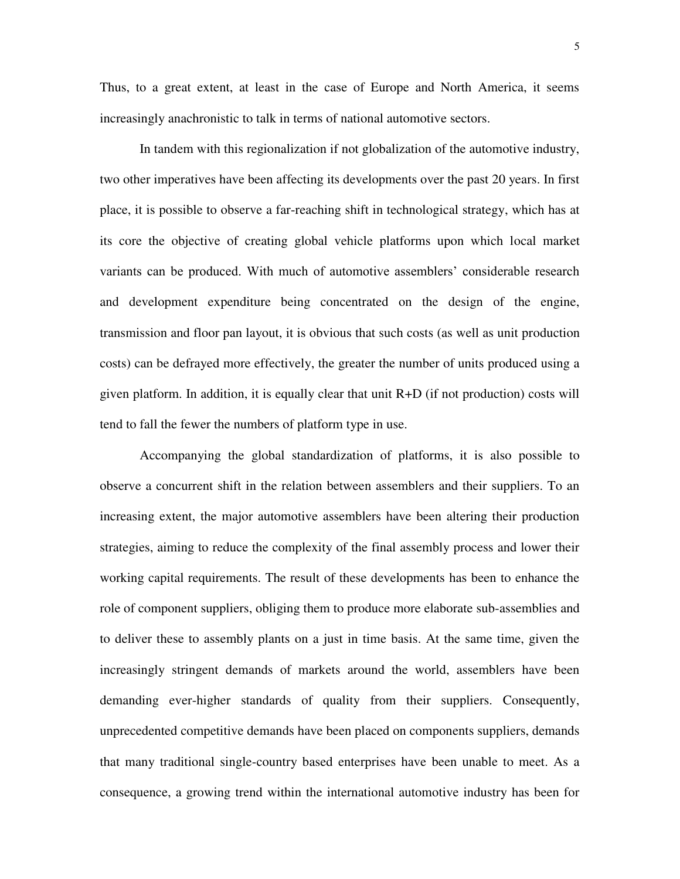Thus, to a great extent, at least in the case of Europe and North America, it seems increasingly anachronistic to talk in terms of national automotive sectors.

In tandem with this regionalization if not globalization of the automotive industry, two other imperatives have been affecting its developments over the past 20 years. In first place, it is possible to observe a far-reaching shift in technological strategy, which has at its core the objective of creating global vehicle platforms upon which local market variants can be produced. With much of automotive assemblers' considerable research and development expenditure being concentrated on the design of the engine, transmission and floor pan layout, it is obvious that such costs (as well as unit production costs) can be defrayed more effectively, the greater the number of units produced using a given platform. In addition, it is equally clear that unit R+D (if not production) costs will tend to fall the fewer the numbers of platform type in use.

Accompanying the global standardization of platforms, it is also possible to observe a concurrent shift in the relation between assemblers and their suppliers. To an increasing extent, the major automotive assemblers have been altering their production strategies, aiming to reduce the complexity of the final assembly process and lower their working capital requirements. The result of these developments has been to enhance the role of component suppliers, obliging them to produce more elaborate sub-assemblies and to deliver these to assembly plants on a just in time basis. At the same time, given the increasingly stringent demands of markets around the world, assemblers have been demanding ever-higher standards of quality from their suppliers. Consequently, unprecedented competitive demands have been placed on components suppliers, demands that many traditional single-country based enterprises have been unable to meet. As a consequence, a growing trend within the international automotive industry has been for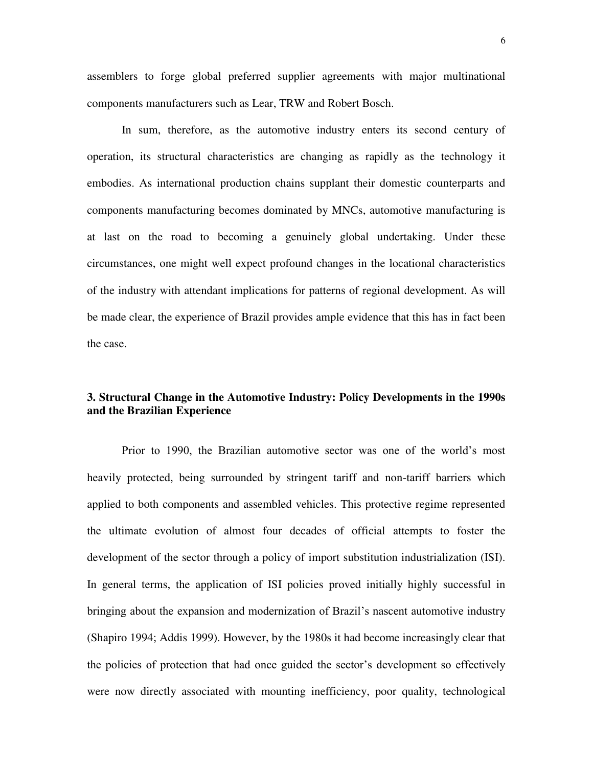assemblers to forge global preferred supplier agreements with major multinational components manufacturers such as Lear, TRW and Robert Bosch.

In sum, therefore, as the automotive industry enters its second century of operation, its structural characteristics are changing as rapidly as the technology it embodies. As international production chains supplant their domestic counterparts and components manufacturing becomes dominated by MNCs, automotive manufacturing is at last on the road to becoming a genuinely global undertaking. Under these circumstances, one might well expect profound changes in the locational characteristics of the industry with attendant implications for patterns of regional development. As will be made clear, the experience of Brazil provides ample evidence that this has in fact been the case.

## 3. Structural Change in the Automotive Industry: Policy Developments in the 1990s and the Brazilian Experience

Prior to 1990, the Brazilian automotive sector was one of the world's most heavily protected, being surrounded by stringent tariff and non-tariff barriers which applied to both components and assembled vehicles. This protective regime represented the ultimate evolution of almost four decades of official attempts to foster the development of the sector through a policy of import substitution industrialization (ISI). In general terms, the application of ISI policies proved initially highly successful in bringing about the expansion and modernization of Brazil's nascent automotive industry (Shapiro 1994; Addis 1999). However, by the 1980s it had become increasingly clear that the policies of protection that had once guided the sector's development so effectively were now directly associated with mounting inefficiency, poor quality, technological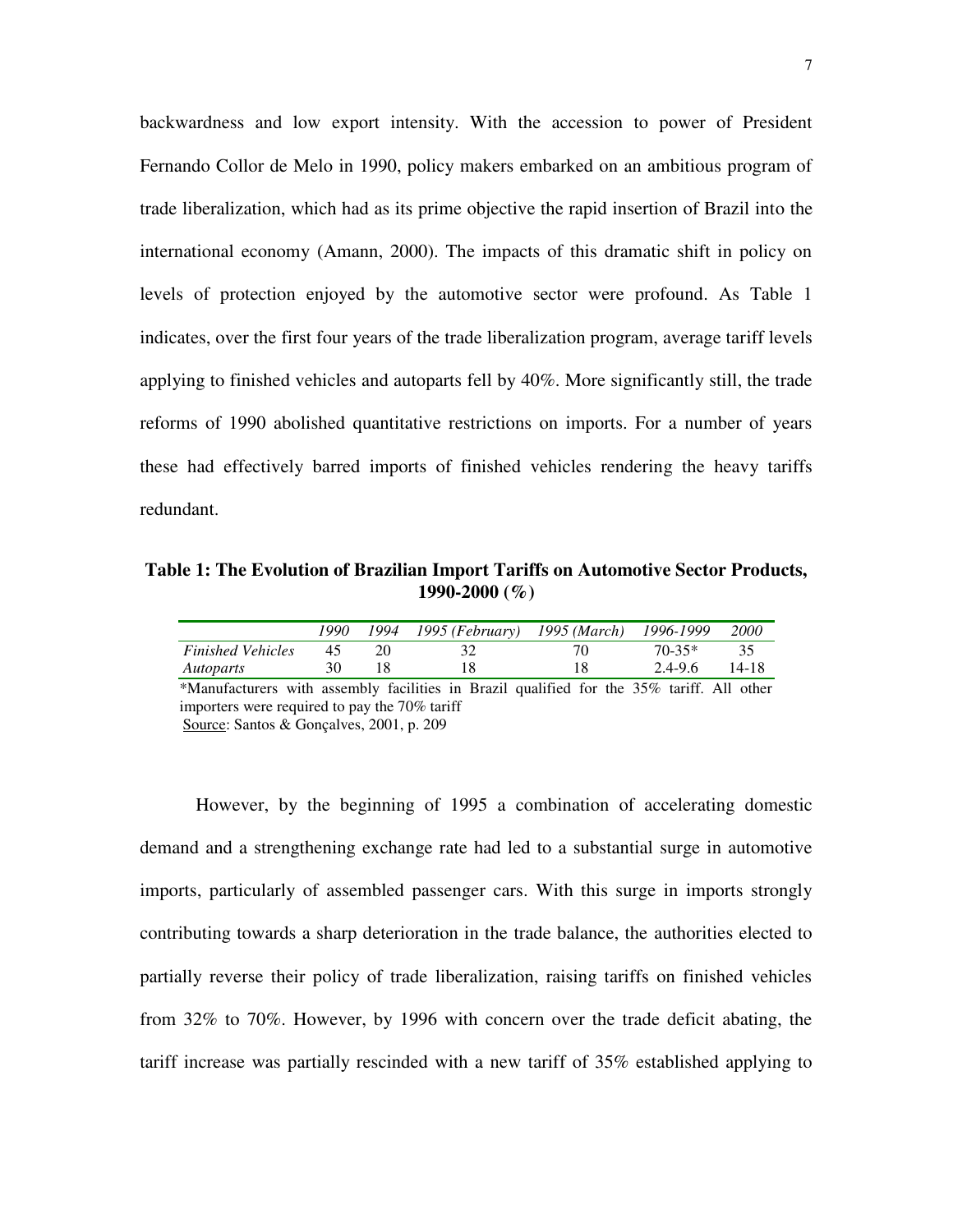backwardness and low export intensity. With the accession to power of President Fernando Collor de Melo in 1990, policy makers embarked on an ambitious program of trade liberalization, which had as its prime objective the rapid insertion of Brazil into the international economy (Amann, 2000). The impacts of this dramatic shift in policy on levels of protection enjoyed by the automotive sector were profound. As Table 1 indicates, over the first four years of the trade liberalization program, average tariff levels applying to finished vehicles and autoparts fell by 40%. More significantly still, the trade reforms of 1990 abolished quantitative restrictions on imports. For a number of years these had effectively barred imports of finished vehicles rendering the heavy tariffs redundant.

**Table 1: The Evolution of Brazilian Import Tariffs on Automotive Sector Products, 1990-2000 (%)**

| | *1990* | *1994* | *1995 (February)* | *1995 (March)* | *1996-1999* | *2000* |
|---|---|---|---|---|---|---|
| *Finished Vehicles* | 45 | 20 | 32 | 70 | 70-35* | 35 |
| *Autoparts* | 30 | 18 | 18 | 18 | 2.4-9.6 | 14-18 |

*Manufacturers with assembly facilities in Brazil qualified for the 35% tariff. All other importers were required to pay the 70% tariff

Source: Santos & Gonçalves, 2001, p. 209

However, by the beginning of 1995 a combination of accelerating domestic demand and a strengthening exchange rate had led to a substantial surge in automotive imports, particularly of assembled passenger cars. With this surge in imports strongly contributing towards a sharp deterioration in the trade balance, the authorities elected to partially reverse their policy of trade liberalization, raising tariffs on finished vehicles from 32% to 70%. However, by 1996 with concern over the trade deficit abating, the tariff increase was partially rescinded with a new tariff of 35% established applying to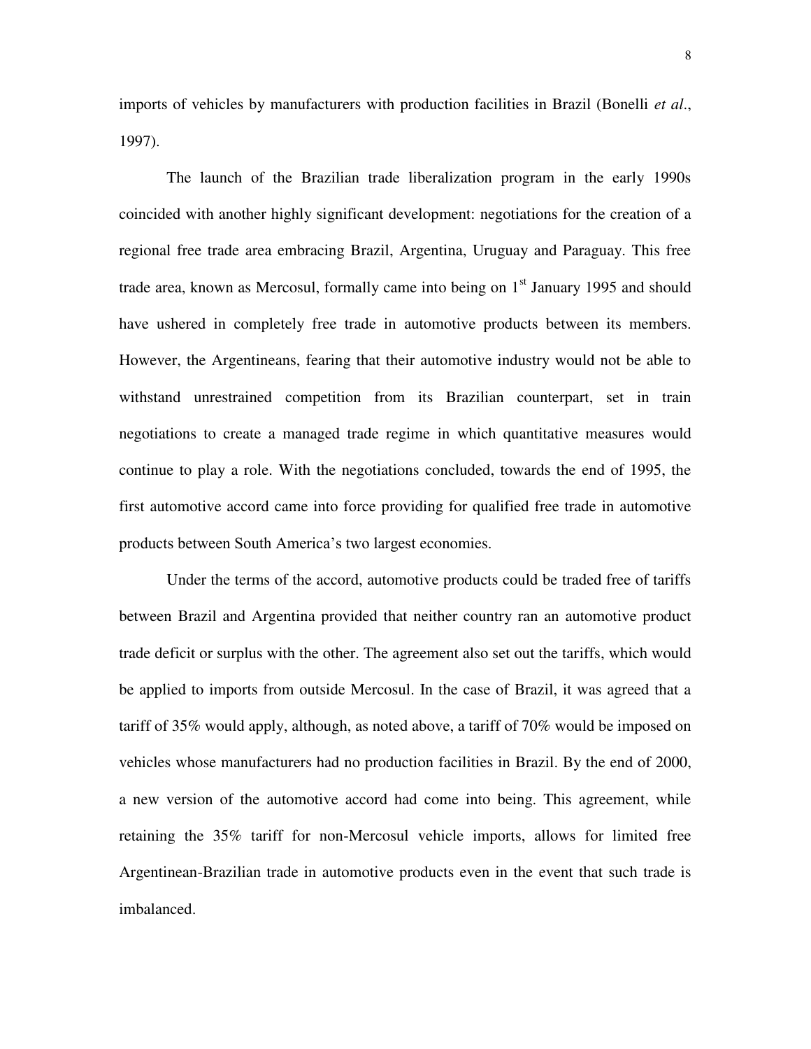imports of vehicles by manufacturers with production facilities in Brazil (Bonelli *et al*., 1997).

The launch of the Brazilian trade liberalization program in the early 1990s coincided with another highly significant development: negotiations for the creation of a regional free trade area embracing Brazil, Argentina, Uruguay and Paraguay. This free trade area, known as Mercosul, formally came into being on 1st January 1995 and should have ushered in completely free trade in automotive products between its members. However, the Argentineans, fearing that their automotive industry would not be able to withstand unrestrained competition from its Brazilian counterpart, set in train negotiations to create a managed trade regime in which quantitative measures would continue to play a role. With the negotiations concluded, towards the end of 1995, the first automotive accord came into force providing for qualified free trade in automotive products between South America's two largest economies.

Under the terms of the accord, automotive products could be traded free of tariffs between Brazil and Argentina provided that neither country ran an automotive product trade deficit or surplus with the other. The agreement also set out the tariffs, which would be applied to imports from outside Mercosul. In the case of Brazil, it was agreed that a tariff of 35% would apply, although, as noted above, a tariff of 70% would be imposed on vehicles whose manufacturers had no production facilities in Brazil. By the end of 2000, a new version of the automotive accord had come into being. This agreement, while retaining the 35% tariff for non-Mercosul vehicle imports, allows for limited free Argentinean-Brazilian trade in automotive products even in the event that such trade is imbalanced.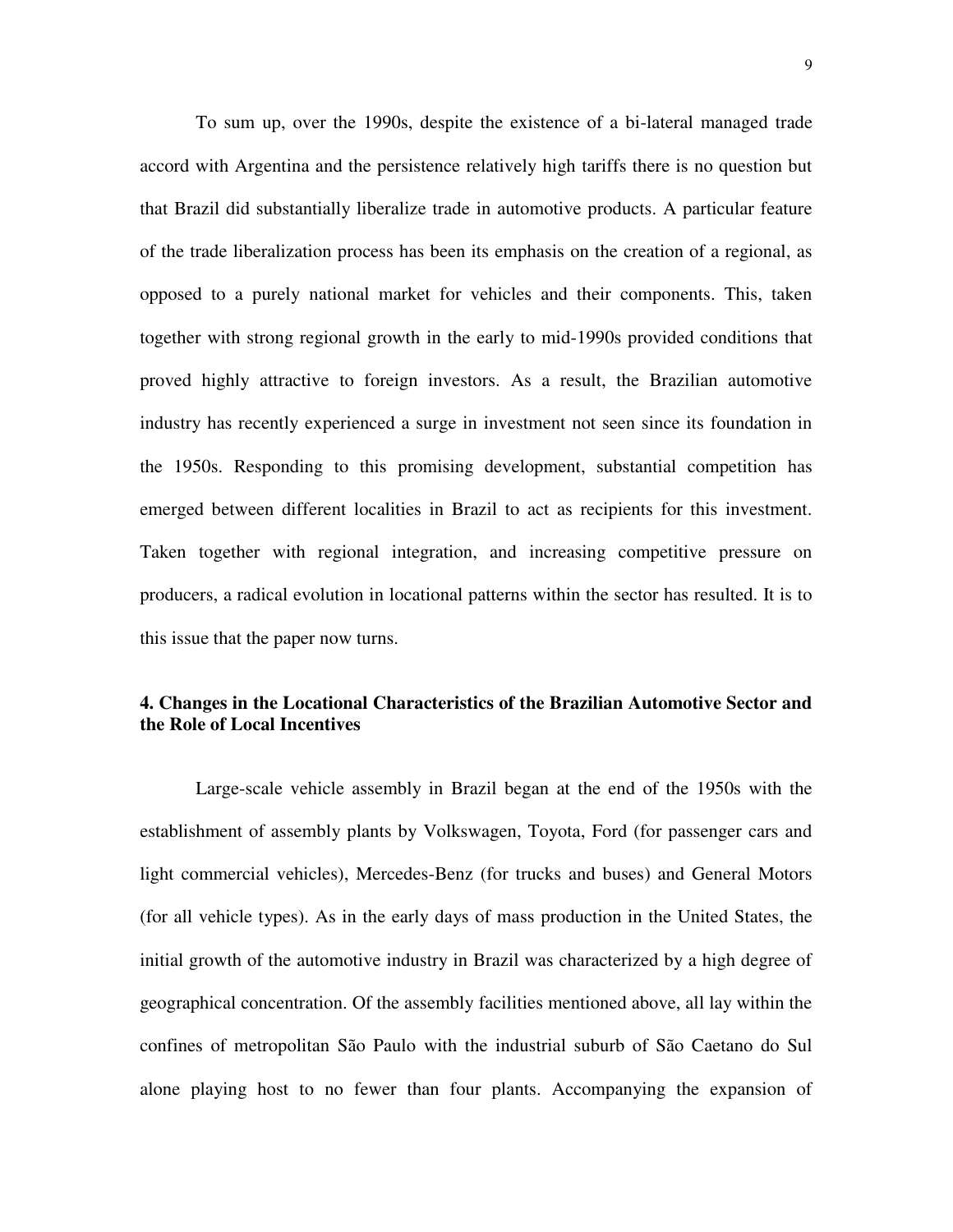To sum up, over the 1990s, despite the existence of a bi-lateral managed trade accord with Argentina and the persistence relatively high tariffs there is no question but that Brazil did substantially liberalize trade in automotive products. A particular feature of the trade liberalization process has been its emphasis on the creation of a regional, as opposed to a purely national market for vehicles and their components. This, taken together with strong regional growth in the early to mid-1990s provided conditions that proved highly attractive to foreign investors. As a result, the Brazilian automotive industry has recently experienced a surge in investment not seen since its foundation in the 1950s. Responding to this promising development, substantial competition has emerged between different localities in Brazil to act as recipients for this investment. Taken together with regional integration, and increasing competitive pressure on producers, a radical evolution in locational patterns within the sector has resulted. It is to this issue that the paper now turns.

## 4. Changes in the Locational Characteristics of the Brazilian Automotive Sector and the Role of Local Incentives

Large-scale vehicle assembly in Brazil began at the end of the 1950s with the establishment of assembly plants by Volkswagen, Toyota, Ford (for passenger cars and light commercial vehicles), Mercedes-Benz (for trucks and buses) and General Motors (for all vehicle types). As in the early days of mass production in the United States, the initial growth of the automotive industry in Brazil was characterized by a high degree of geographical concentration. Of the assembly facilities mentioned above, all lay within the confines of metropolitan São Paulo with the industrial suburb of São Caetano do Sul alone playing host to no fewer than four plants. Accompanying the expansion of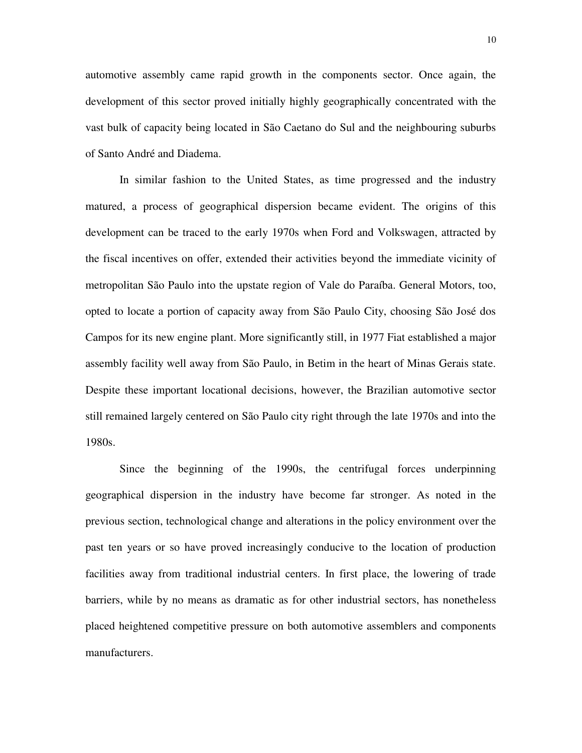automotive assembly came rapid growth in the components sector. Once again, the development of this sector proved initially highly geographically concentrated with the vast bulk of capacity being located in São Caetano do Sul and the neighbouring suburbs of Santo André and Diadema.

In similar fashion to the United States, as time progressed and the industry matured, a process of geographical dispersion became evident. The origins of this development can be traced to the early 1970s when Ford and Volkswagen, attracted by the fiscal incentives on offer, extended their activities beyond the immediate vicinity of metropolitan São Paulo into the upstate region of Vale do Paraíba. General Motors, too, opted to locate a portion of capacity away from São Paulo City, choosing São José dos Campos for its new engine plant. More significantly still, in 1977 Fiat established a major assembly facility well away from São Paulo, in Betim in the heart of Minas Gerais state. Despite these important locational decisions, however, the Brazilian automotive sector still remained largely centered on São Paulo city right through the late 1970s and into the 1980s.

Since the beginning of the 1990s, the centrifugal forces underpinning geographical dispersion in the industry have become far stronger. As noted in the previous section, technological change and alterations in the policy environment over the past ten years or so have proved increasingly conducive to the location of production facilities away from traditional industrial centers. In first place, the lowering of trade barriers, while by no means as dramatic as for other industrial sectors, has nonetheless placed heightened competitive pressure on both automotive assemblers and components manufacturers.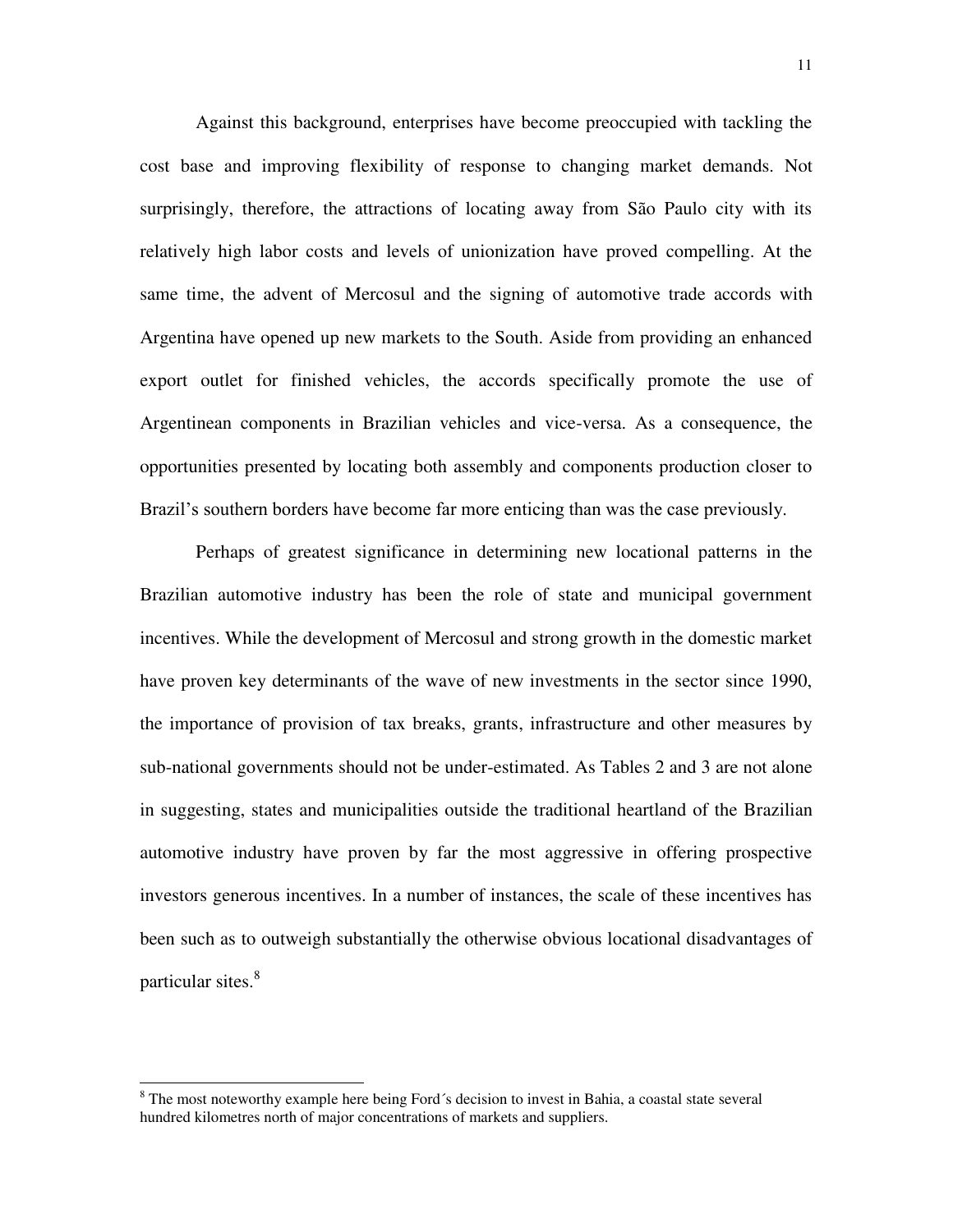Against this background, enterprises have become preoccupied with tackling the cost base and improving flexibility of response to changing market demands. Not surprisingly, therefore, the attractions of locating away from São Paulo city with its relatively high labor costs and levels of unionization have proved compelling. At the same time, the advent of Mercosul and the signing of automotive trade accords with Argentina have opened up new markets to the South. Aside from providing an enhanced export outlet for finished vehicles, the accords specifically promote the use of Argentinean components in Brazilian vehicles and vice-versa. As a consequence, the opportunities presented by locating both assembly and components production closer to Brazil's southern borders have become far more enticing than was the case previously.

Perhaps of greatest significance in determining new locational patterns in the Brazilian automotive industry has been the role of state and municipal government incentives. While the development of Mercosul and strong growth in the domestic market have proven key determinants of the wave of new investments in the sector since 1990, the importance of provision of tax breaks, grants, infrastructure and other measures by sub-national governments should not be under-estimated. As Tables 2 and 3 are not alone in suggesting, states and municipalities outside the traditional heartland of the Brazilian automotive industry have proven by far the most aggressive in offering prospective investors generous incentives. In a number of instances, the scale of these incentives has been such as to outweigh substantially the otherwise obvious locational disadvantages of particular sites.[8]

[8] The most noteworthy example here being Ford´s decision to invest in Bahia, a coastal state several hundred kilometres north of major concentrations of markets and suppliers.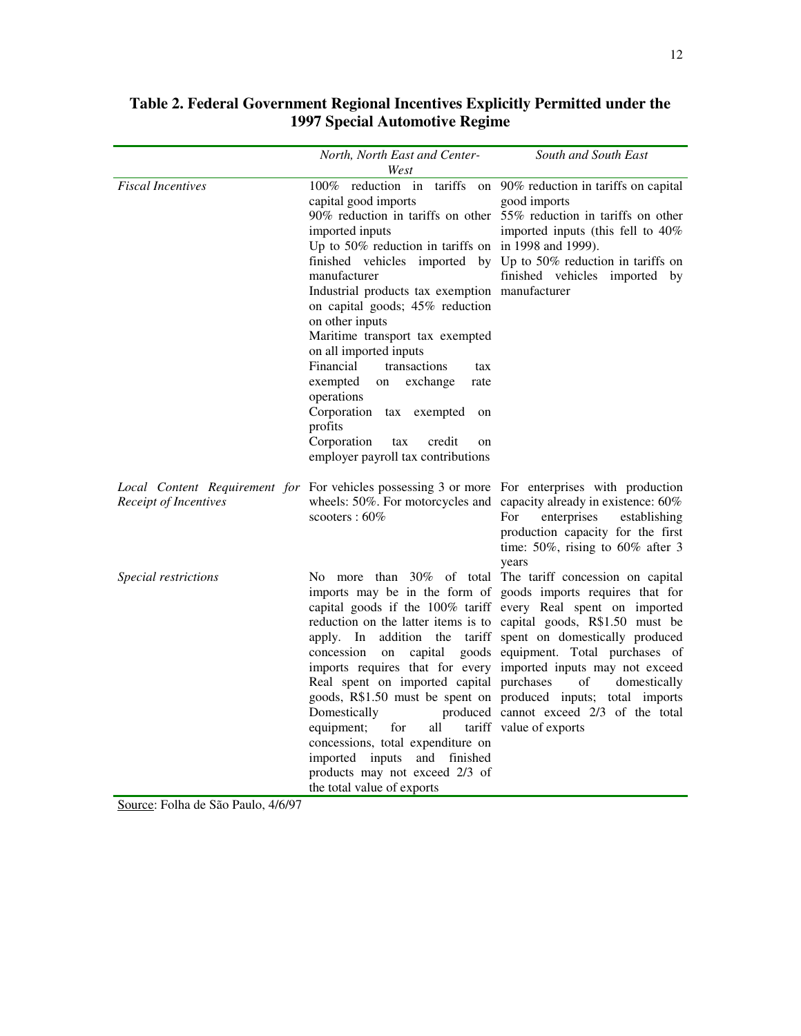**Table 2. Federal Government Regional Incentives Explicitly Permitted under the 1997 Special Automotive Regime**

| | *North, North East and Center-West* | *South and South East* |
|---|---|---|
| *Fiscal Incentives* | 100% reduction in tariffs on capital good imports<br>90% reduction in tariffs on other imported inputs<br>Up to 50% reduction in tariffs on finished vehicles imported by manufacturer<br>Industrial products tax exemption on capital goods; 45% reduction on other inputs<br>Maritime transport tax exempted on all imported inputs<br>Financial transactions tax exempted on exchange rate operations<br>Corporation tax exempted on profits<br>Corporation tax credit on employer payroll tax contributions | 90% reduction in tariffs on capital good imports<br>55% reduction in tariffs on other imported inputs (this fell to 40% in 1998 and 1999).<br>Up to 50% reduction in tariffs on finished vehicles imported by manufacturer |
| *Local Content Requirement for Receipt of Incentives* | For vehicles possessing 3 or more wheels: 50%. For motorcycles and scooters : 60% | For enterprises with production capacity already in existence: 60%<br>For enterprises establishing production capacity for the first time: 50%, rising to 60% after 3 years |
| *Special restrictions* | No more than 30% of total imports may be in the form of capital goods if the 100% tariff reduction on the latter items is to apply. In addition the tariff concession on capital goods imports requires that for every Real spent on imported capital goods, R$1.50 must be spent on Domestically produced equipment; for all tariff concessions, total expenditure on imported inputs and finished products may not exceed 2/3 of the total value of exports | The tariff concession on capital goods imports requires that for every Real spent on imported capital goods, R$1.50 must be spent on domestically produced equipment. Total purchases of imported inputs may not exceed purchases of domestically produced inputs; total imports cannot exceed 2/3 of the total value of exports |

Source: Folha de São Paulo, 4/6/97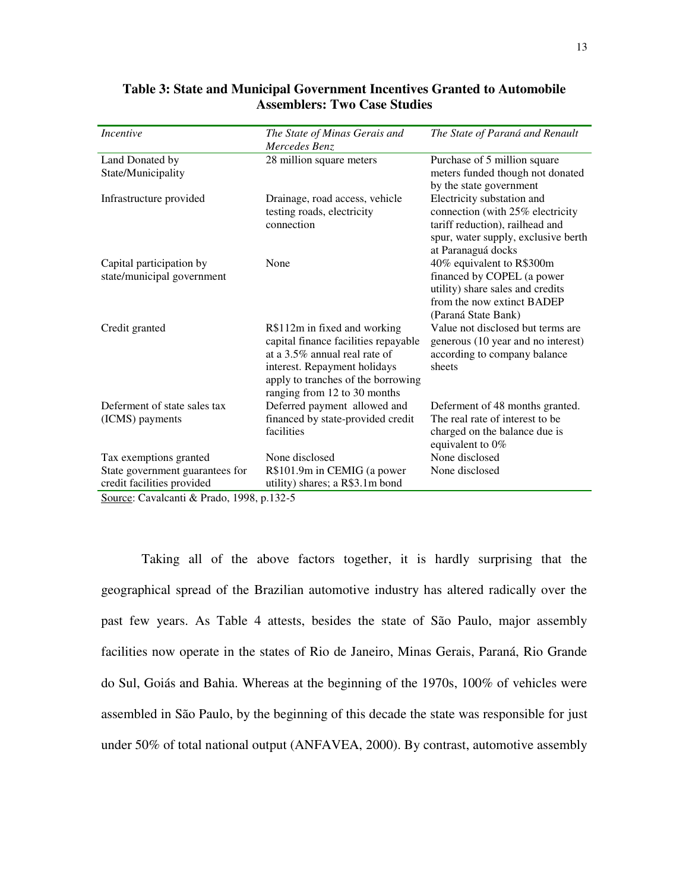**Table 3: State and Municipal Government Incentives Granted to Automobile Assemblers: Two Case Studies**

| *Incentive* | *The State of Minas Gerais and Mercedes Benz* | *The State of Paraná and Renault* |
|---|---|---|
| Land Donated by State/Municipality | 28 million square meters | Purchase of 5 million square meters funded though not donated by the state government |
| Infrastructure provided | Drainage, road access, vehicle testing roads, electricity connection | Electricity substation and connection (with 25% electricity tariff reduction), railhead and spur, water supply, exclusive berth at Paranaguá docks |
| Capital participation by state/municipal government | None | 40% equivalent to R$300m financed by COPEL (a power utility) share sales and credits from the now extinct BADEP (Paraná State Bank) |
| Credit granted | R$112m in fixed and working capital finance facilities repayable at a 3.5% annual real rate of interest. Repayment holidays apply to tranches of the borrowing ranging from 12 to 30 months | Value not disclosed but terms are generous (10 year and no interest) according to company balance sheets |
| Deferment of state sales tax (ICMS) payments | Deferred payment allowed and financed by state-provided credit facilities | Deferment of 48 months granted. The real rate of interest to be charged on the balance due is equivalent to 0% |
| Tax exemptions granted | None disclosed | None disclosed |
| State government guarantees for credit facilities provided | R$101.9m in CEMIG (a power utility) shares; a R$3.1m bond | None disclosed |

Source: Cavalcanti & Prado, 1998, p.132-5

Taking all of the above factors together, it is hardly surprising that the geographical spread of the Brazilian automotive industry has altered radically over the past few years. As Table 4 attests, besides the state of São Paulo, major assembly facilities now operate in the states of Rio de Janeiro, Minas Gerais, Paraná, Rio Grande do Sul, Goiás and Bahia. Whereas at the beginning of the 1970s, 100% of vehicles were assembled in São Paulo, by the beginning of this decade the state was responsible for just under 50% of total national output (ANFAVEA, 2000). By contrast, automotive assembly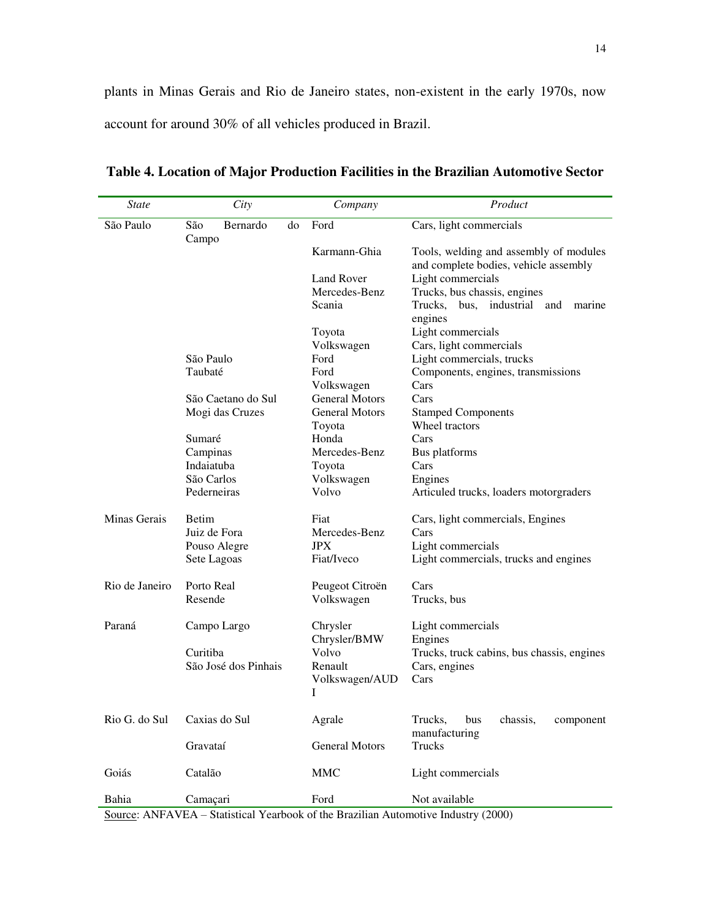plants in Minas Gerais and Rio de Janeiro states, non-existent in the early 1970s, now account for around 30% of all vehicles produced in Brazil.

**Table 4. Location of Major Production Facilities in the Brazilian Automotive Sector**

| *State* | *City* | *Company* | *Product* |
|---|---|---|---|
| São Paulo | São Bernardo do Campo | Ford | Cars, light commercials |
| | | Karmann-Ghia | Tools, welding and assembly of modules and complete bodies, vehicle assembly |
| | | Land Rover | Light commercials |
| | | Mercedes-Benz | Trucks, bus chassis, engines |
| | | Scania | Trucks, bus, industrial and marine engines |
| | | Toyota | Light commercials |
| | | Volkswagen | Cars, light commercials |
| | São Paulo | Ford | Light commercials, trucks |
| | Taubaté | Ford | Components, engines, transmissions |
| | | Volkswagen | Cars |
| | São Caetano do Sul | General Motors | Cars |
| | Mogi das Cruzes | General Motors | Stamped Components |
| | | Toyota | Wheel tractors |
| | Sumaré | Honda | Cars |
| | Campinas | Mercedes-Benz | Bus platforms |
| | Indaiatuba | Toyota | Cars |
| | São Carlos | Volkswagen | Engines |
| | Pederneiras | Volvo | Articuled trucks, loaders motorgraders |
| Minas Gerais | Betim | Fiat | Cars, light commercials, Engines |
| | Juiz de Fora | Mercedes-Benz | Cars |
| | Pouso Alegre | JPX | Light commercials |
| | Sete Lagoas | Fiat/Iveco | Light commercials, trucks and engines |
| Rio de Janeiro | Porto Real | Peugeot Citroën | Cars |
| | Resende | Volkswagen | Trucks, bus |
| Paraná | Campo Largo | Chrysler | Light commercials |
| | | Chrysler/BMW | Engines |
| | Curitiba | Volvo | Trucks, truck cabins, bus chassis, engines |
| | São José dos Pinhais | Renault | Cars, engines |
| | | Volkswagen/AUDI | Cars |
| Rio G. do Sul | Caxias do Sul | Agrale | Trucks, bus chassis, component manufacturing |
| | Gravataí | General Motors | Trucks |
| Goiás | Catalão | MMC | Light commercials |
| Bahia | Camaçari | Ford | Not available |

Source: ANFAVEA – Statistical Yearbook of the Brazilian Automotive Industry (2000)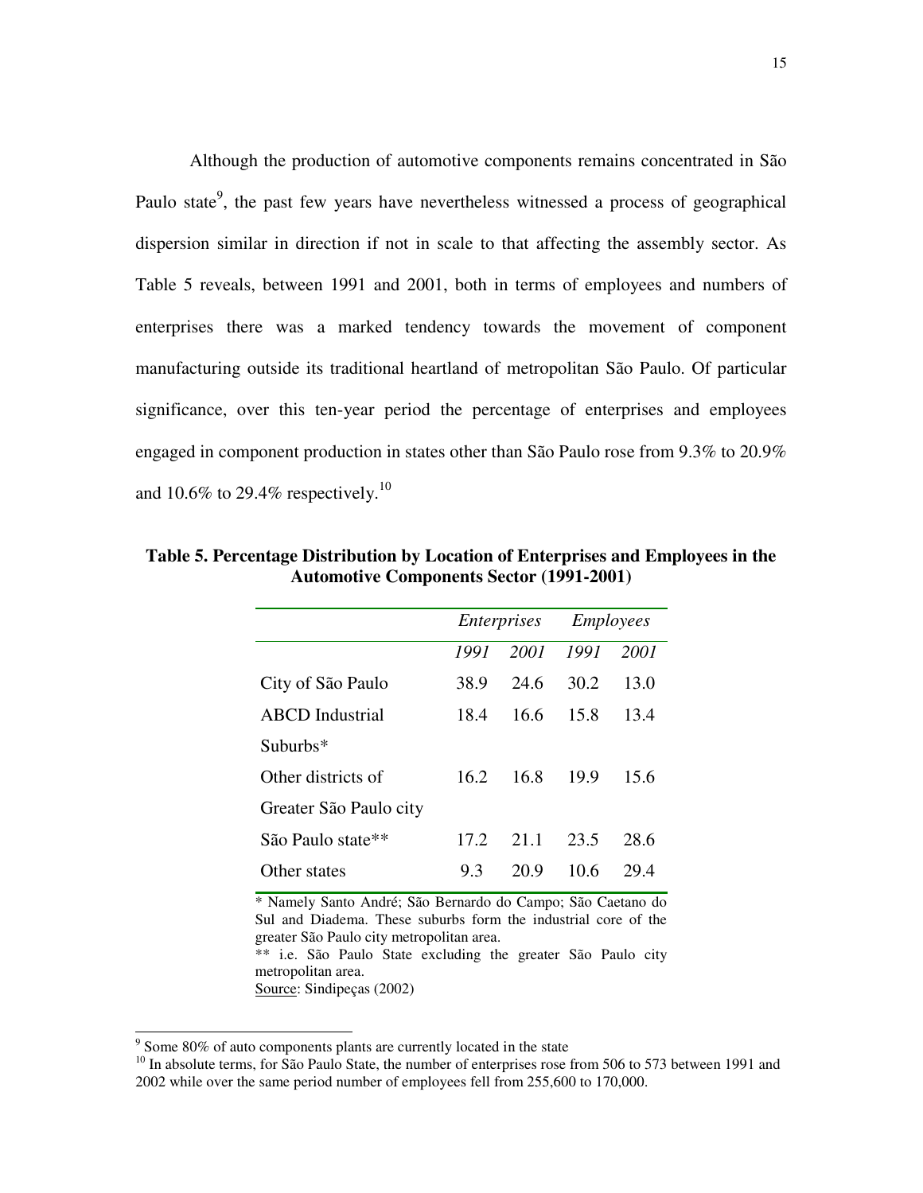Although the production of automotive components remains concentrated in São Paulo state[9], the past few years have nevertheless witnessed a process of geographical dispersion similar in direction if not in scale to that affecting the assembly sector. As Table 5 reveals, between 1991 and 2001, both in terms of employees and numbers of enterprises there was a marked tendency towards the movement of component manufacturing outside its traditional heartland of metropolitan São Paulo. Of particular significance, over this ten-year period the percentage of enterprises and employees engaged in component production in states other than São Paulo rose from 9.3% to 20.9% and 10.6% to 29.4% respectively.[10]

**Table 5. Percentage Distribution by Location of Enterprises and Employees in the Automotive Components Sector (1991-2001)**

| | *Enterprises* | | *Employees* | |
|---|---|---|---|---|
| | *1991* | *2001* | *1991* | *2001* |
| City of São Paulo | 38.9 | 24.6 | 30.2 | 13.0 |
| ABCD Industrial Suburbs* | 18.4 | 16.6 | 15.8 | 13.4 |
| Other districts of Greater São Paulo city | 16.2 | 16.8 | 19.9 | 15.6 |
| São Paulo state** | 17.2 | 21.1 | 23.5 | 28.6 |
| Other states | 9.3 | 20.9 | 10.6 | 29.4 |

\* Namely Santo André; São Bernardo do Campo; São Caetano do Sul and Diadema. These suburbs form the industrial core of the greater São Paulo city metropolitan area.
** i.e. São Paulo State excluding the greater São Paulo city metropolitan area.
Source: Sindipeças (2002)

[9] Some 80% of auto components plants are currently located in the state

[10] In absolute terms, for São Paulo State, the number of enterprises rose from 506 to 573 between 1991 and 2002 while over the same period number of employees fell from 255,600 to 170,000.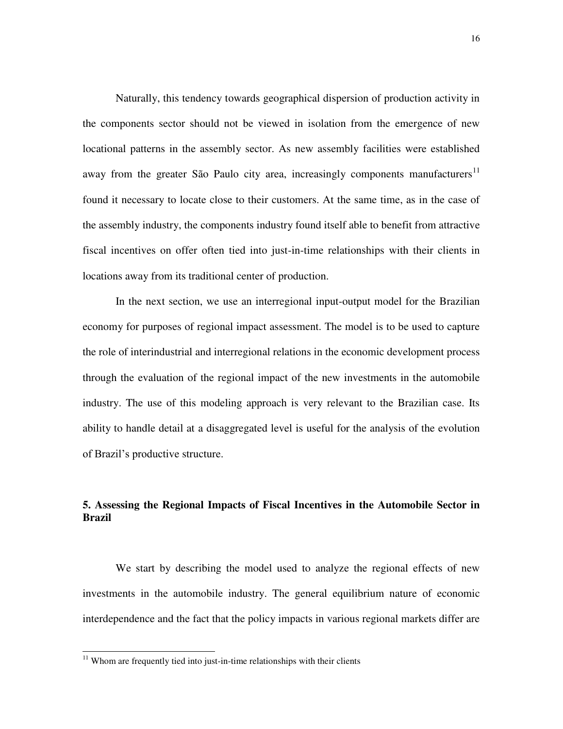Naturally, this tendency towards geographical dispersion of production activity in the components sector should not be viewed in isolation from the emergence of new locational patterns in the assembly sector. As new assembly facilities were established away from the greater São Paulo city area, increasingly components manufacturers[11] found it necessary to locate close to their customers. At the same time, as in the case of the assembly industry, the components industry found itself able to benefit from attractive fiscal incentives on offer often tied into just-in-time relationships with their clients in locations away from its traditional center of production.

In the next section, we use an interregional input-output model for the Brazilian economy for purposes of regional impact assessment. The model is to be used to capture the role of interindustrial and interregional relations in the economic development process through the evaluation of the regional impact of the new investments in the automobile industry. The use of this modeling approach is very relevant to the Brazilian case. Its ability to handle detail at a disaggregated level is useful for the analysis of the evolution of Brazil's productive structure.

## 5. Assessing the Regional Impacts of Fiscal Incentives in the Automobile Sector in Brazil

We start by describing the model used to analyze the regional effects of new investments in the automobile industry. The general equilibrium nature of economic interdependence and the fact that the policy impacts in various regional markets differ are

[11] Whom are frequently tied into just-in-time relationships with their clients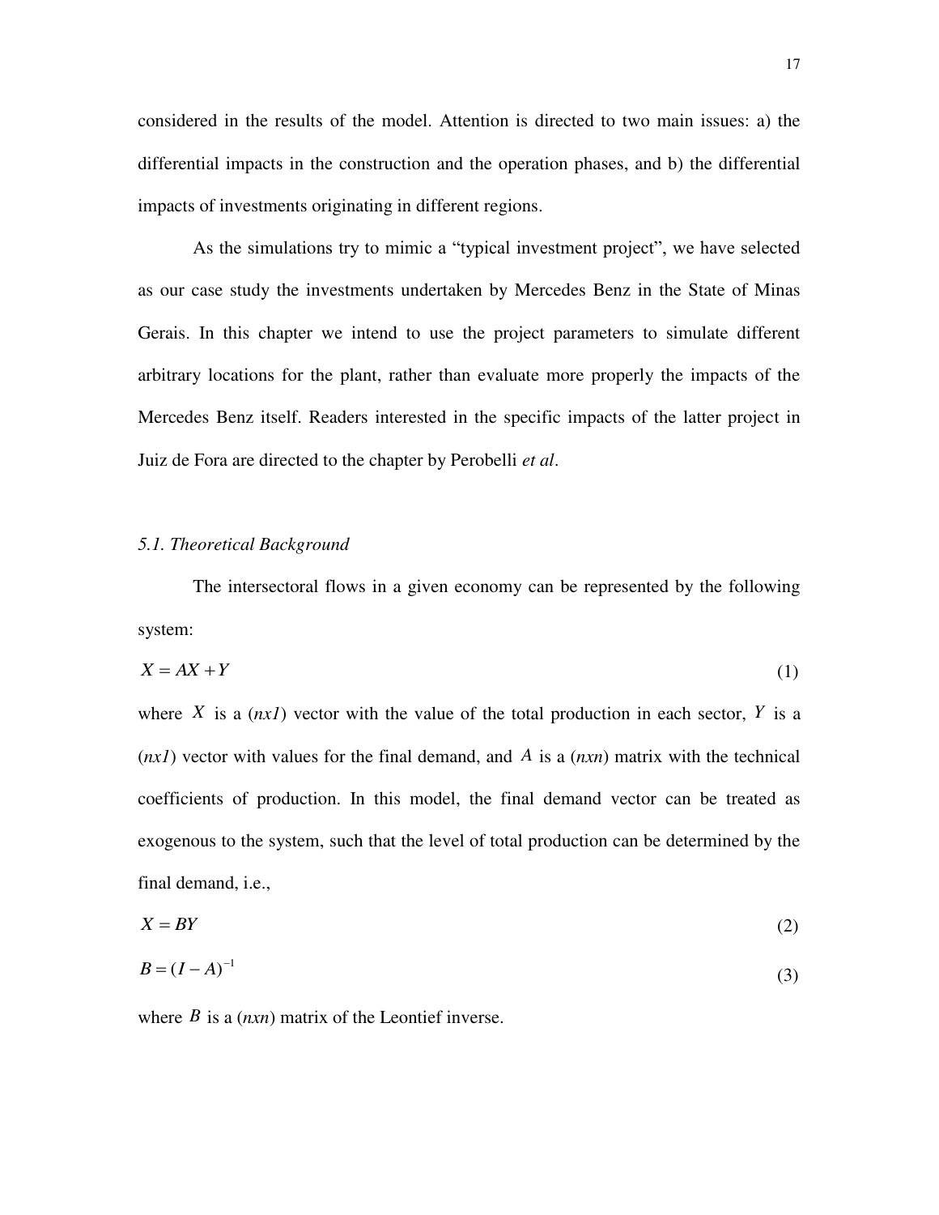considered in the results of the model. Attention is directed to two main issues: a) the differential impacts in the construction and the operation phases, and b) the differential impacts of investments originating in different regions.

As the simulations try to mimic a "typical investment project", we have selected as our case study the investments undertaken by Mercedes Benz in the State of Minas Gerais. In this chapter we intend to use the project parameters to simulate different arbitrary locations for the plant, rather than evaluate more properly the impacts of the Mercedes Benz itself. Readers interested in the specific impacts of the latter project in Juiz de Fora are directed to the chapter by Perobelli *et al*.

### *5.1. Theoretical Background*

The intersectoral flows in a given economy can be represented by the following system:

$$X = AX + Y \tag{1}$$

where $X$ is a (*nx1*) vector with the value of the total production in each sector, $Y$ is a (*nx1*) vector with values for the final demand, and $A$ is a (*nxn*) matrix with the technical coefficients of production. In this model, the final demand vector can be treated as exogenous to the system, such that the level of total production can be determined by the final demand, i.e.,

$$X = BY \tag{2}$$

$$B = (I - A)^{-1} \tag{3}$$

where $B$ is a (*nxn*) matrix of the Leontief inverse.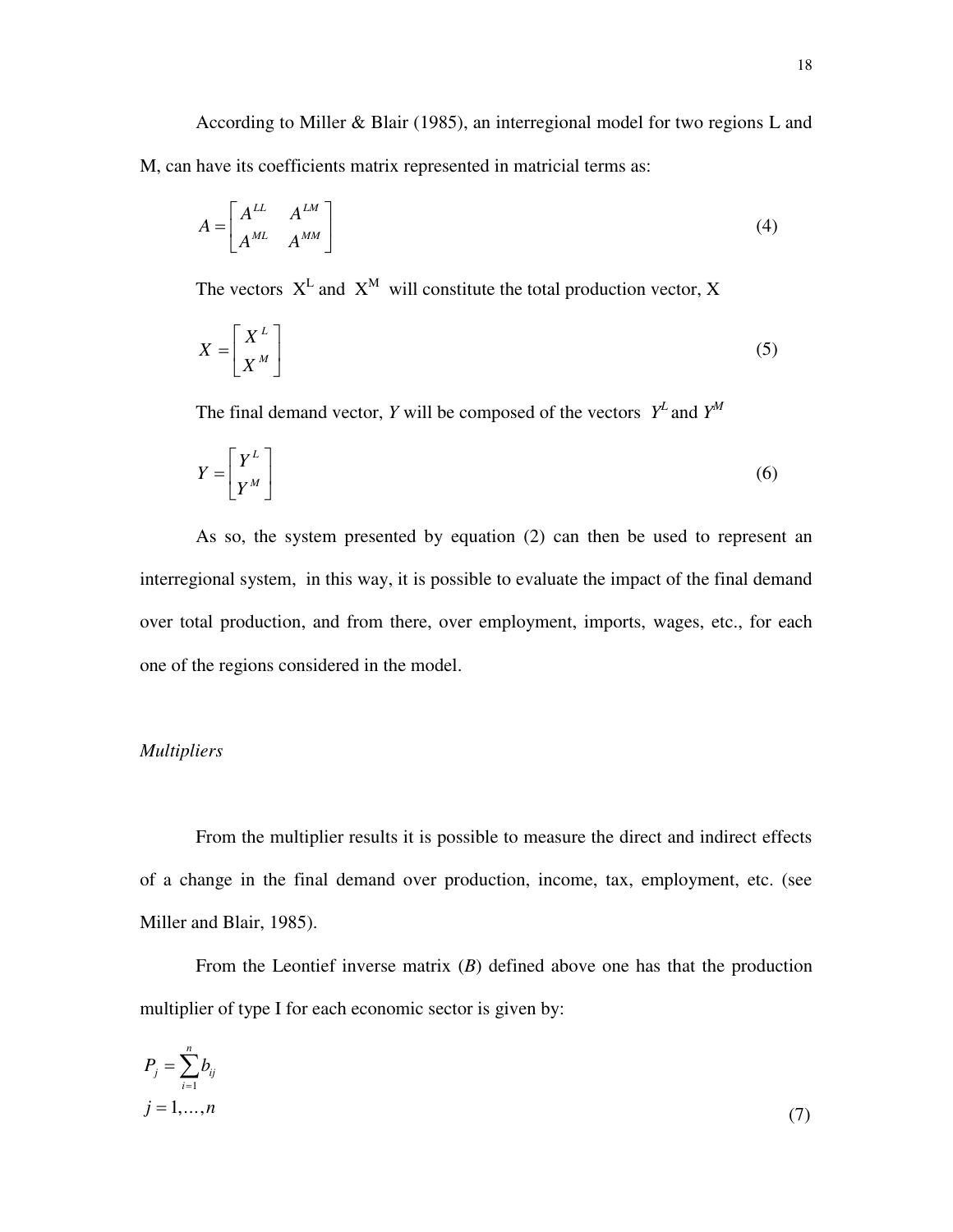According to Miller & Blair (1985), an interregional model for two regions L and M, can have its coefficients matrix represented in matricial terms as:

$$A = \begin{bmatrix} A^{LL} & A^{LM} \\ A^{ML} & A^{MM} \end{bmatrix} \tag{4}$$

The vectors $X^L$ and $X^M$ will constitute the total production vector, X

$$X = \begin{bmatrix} X^L \\ X^M \end{bmatrix} \tag{5}$$

The final demand vector, *Y* will be composed of the vectors $Y^L$ and $Y^M$

$$Y = \begin{bmatrix} Y^L \\ Y^M \end{bmatrix} \tag{6}$$

As so, the system presented by equation (2) can then be used to represent an interregional system, in this way, it is possible to evaluate the impact of the final demand over total production, and from there, over employment, imports, wages, etc., for each one of the regions considered in the model.

*Multipliers*

From the multiplier results it is possible to measure the direct and indirect effects of a change in the final demand over production, income, tax, employment, etc. (see Miller and Blair, 1985).

From the Leontief inverse matrix (*B*) defined above one has that the production multiplier of type I for each economic sector is given by:

$$P_j = \sum_{i=1}^{n} b_{ij}$$
$$j = 1, \ldots, n \tag{7}$$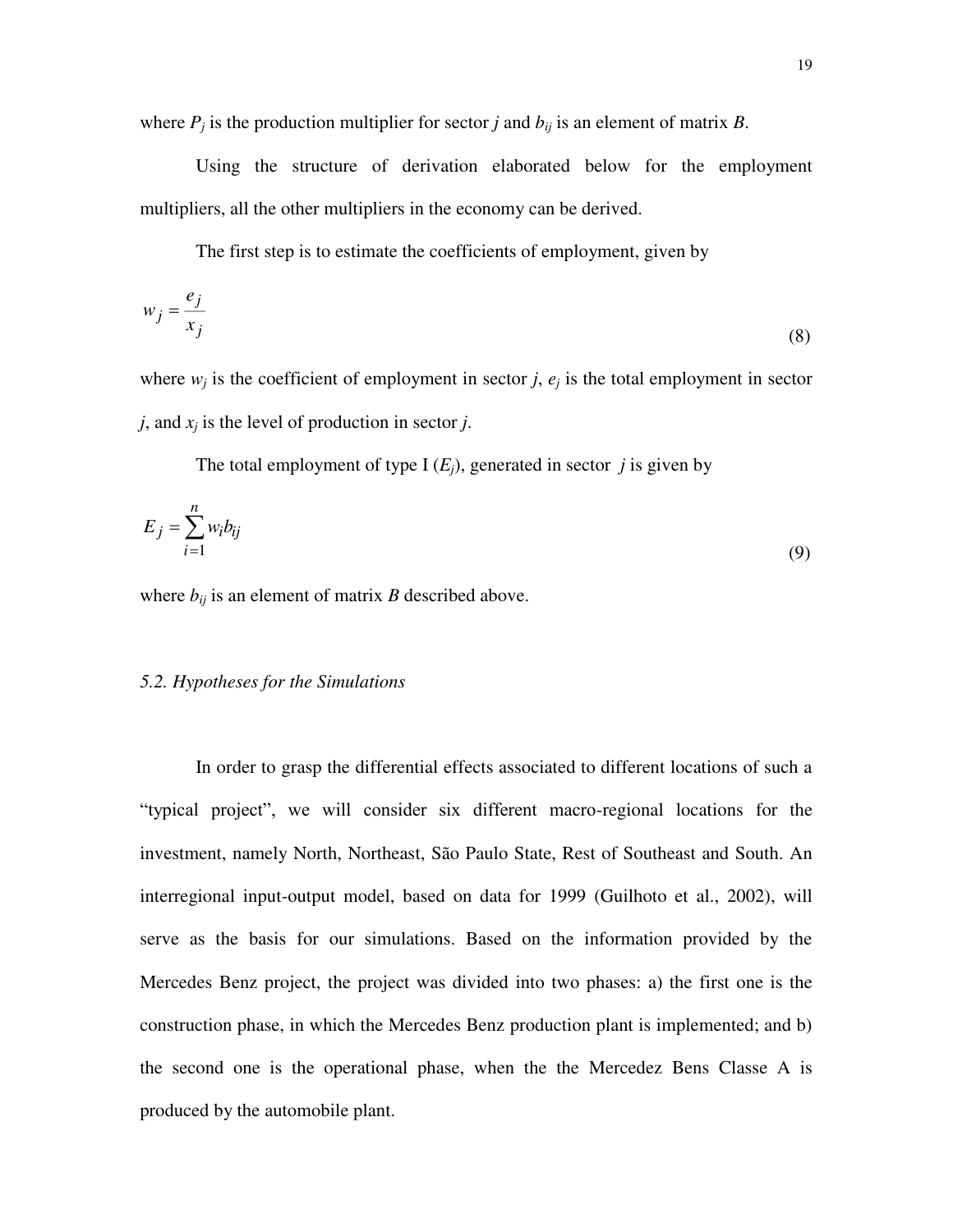where $P_j$ is the production multiplier for sector *j* and $b_{ij}$ is an element of matrix *B*.

Using the structure of derivation elaborated below for the employment multipliers, all the other multipliers in the economy can be derived.

The first step is to estimate the coefficients of employment, given by

$$w_j = \frac{e_j}{x_j} \tag{8}$$

where $w_j$ is the coefficient of employment in sector *j*, $e_j$ is the total employment in sector *j*, and $x_j$ is the level of production in sector *j*.

The total employment of type I ($E_j$), generated in sector *j* is given by

$$E_j = \sum_{i=1}^{n} w_i b_{ij} \tag{9}$$

where $b_{ij}$ is an element of matrix *B* described above.

### *5.2. Hypotheses for the Simulations*

In order to grasp the differential effects associated to different locations of such a "typical project", we will consider six different macro-regional locations for the investment, namely North, Northeast, São Paulo State, Rest of Southeast and South. An interregional input-output model, based on data for 1999 (Guilhoto et al., 2002), will serve as the basis for our simulations. Based on the information provided by the Mercedes Benz project, the project was divided into two phases: a) the first one is the construction phase, in which the Mercedes Benz production plant is implemented; and b) the second one is the operational phase, when the the Mercedez Bens Classe A is produced by the automobile plant.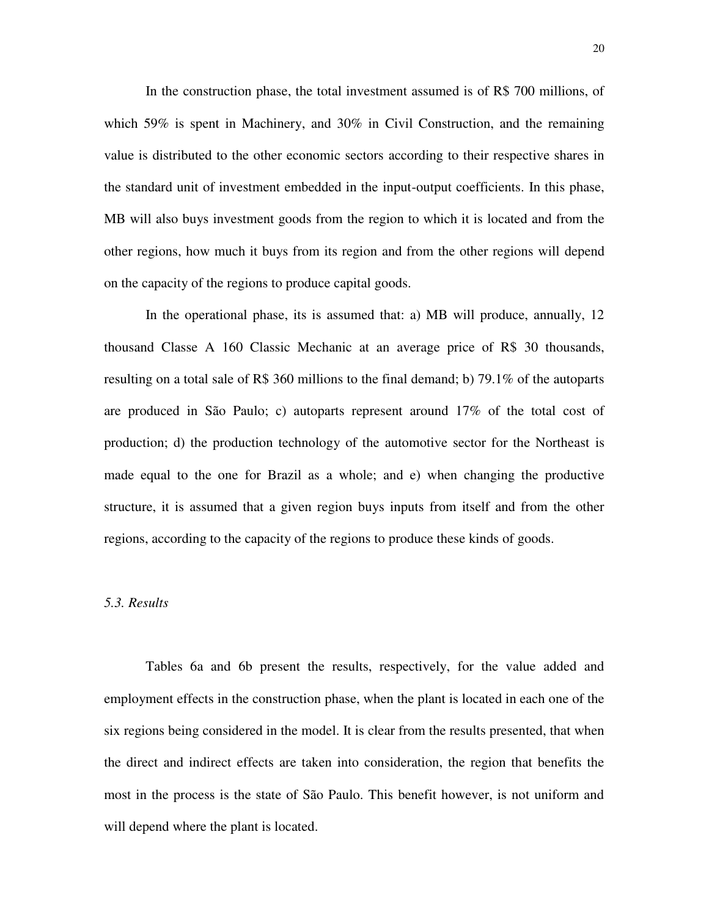In the construction phase, the total investment assumed is of R$ 700 millions, of which 59% is spent in Machinery, and 30% in Civil Construction, and the remaining value is distributed to the other economic sectors according to their respective shares in the standard unit of investment embedded in the input-output coefficients. In this phase, MB will also buys investment goods from the region to which it is located and from the other regions, how much it buys from its region and from the other regions will depend on the capacity of the regions to produce capital goods.

In the operational phase, its is assumed that: a) MB will produce, annually, 12 thousand Classe A 160 Classic Mechanic at an average price of R$ 30 thousands, resulting on a total sale of R$ 360 millions to the final demand; b) 79.1% of the autoparts are produced in São Paulo; c) autoparts represent around 17% of the total cost of production; d) the production technology of the automotive sector for the Northeast is made equal to the one for Brazil as a whole; and e) when changing the productive structure, it is assumed that a given region buys inputs from itself and from the other regions, according to the capacity of the regions to produce these kinds of goods.

### *5.3. Results*

Tables 6a and 6b present the results, respectively, for the value added and employment effects in the construction phase, when the plant is located in each one of the six regions being considered in the model. It is clear from the results presented, that when the direct and indirect effects are taken into consideration, the region that benefits the most in the process is the state of São Paulo. This benefit however, is not uniform and will depend where the plant is located.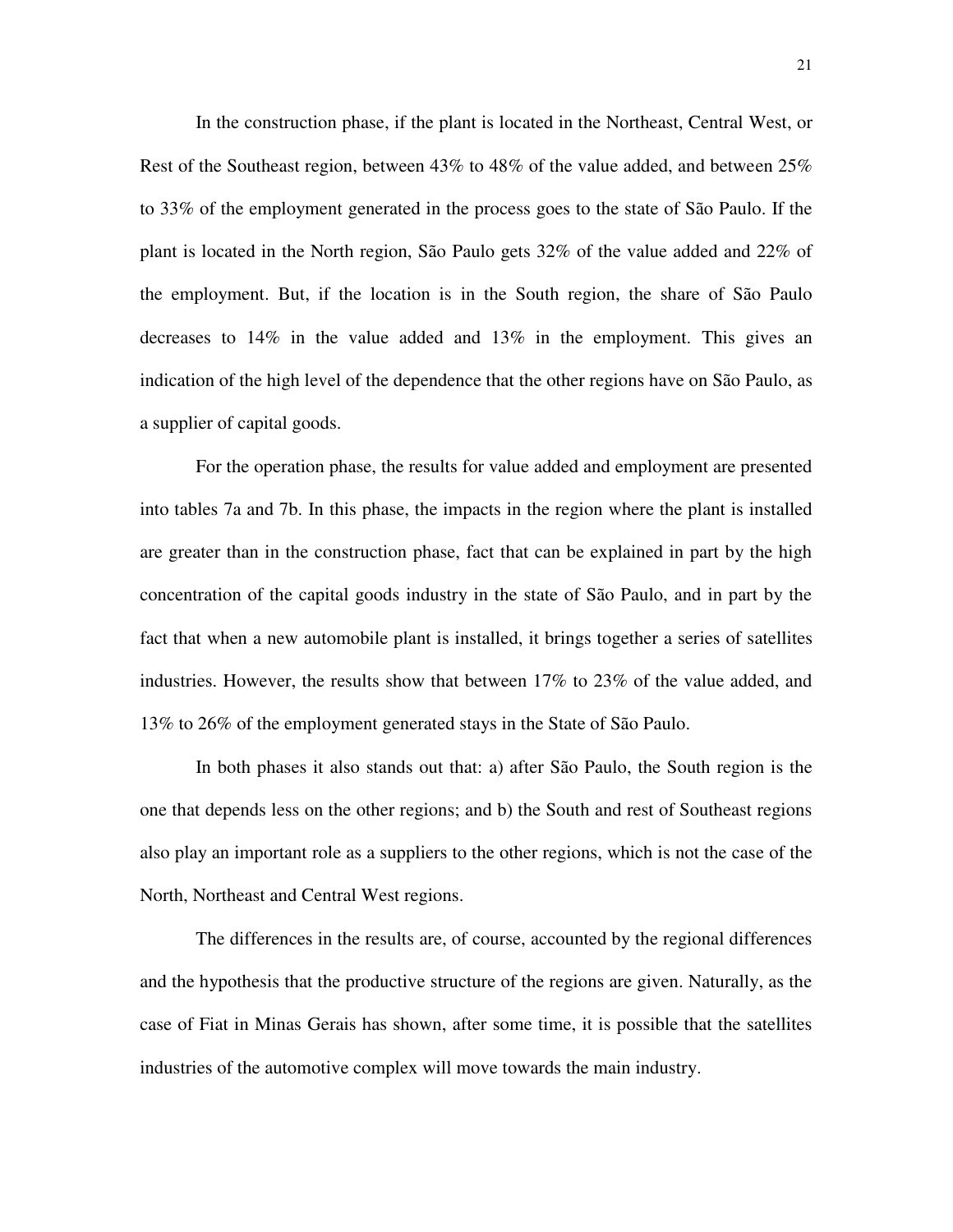In the construction phase, if the plant is located in the Northeast, Central West, or Rest of the Southeast region, between 43% to 48% of the value added, and between 25% to 33% of the employment generated in the process goes to the state of São Paulo. If the plant is located in the North region, São Paulo gets 32% of the value added and 22% of the employment. But, if the location is in the South region, the share of São Paulo decreases to 14% in the value added and 13% in the employment. This gives an indication of the high level of the dependence that the other regions have on São Paulo, as a supplier of capital goods.

For the operation phase, the results for value added and employment are presented into tables 7a and 7b. In this phase, the impacts in the region where the plant is installed are greater than in the construction phase, fact that can be explained in part by the high concentration of the capital goods industry in the state of São Paulo, and in part by the fact that when a new automobile plant is installed, it brings together a series of satellites industries. However, the results show that between 17% to 23% of the value added, and 13% to 26% of the employment generated stays in the State of São Paulo.

In both phases it also stands out that: a) after São Paulo, the South region is the one that depends less on the other regions; and b) the South and rest of Southeast regions also play an important role as a suppliers to the other regions, which is not the case of the North, Northeast and Central West regions.

The differences in the results are, of course, accounted by the regional differences and the hypothesis that the productive structure of the regions are given. Naturally, as the case of Fiat in Minas Gerais has shown, after some time, it is possible that the satellites industries of the automotive complex will move towards the main industry.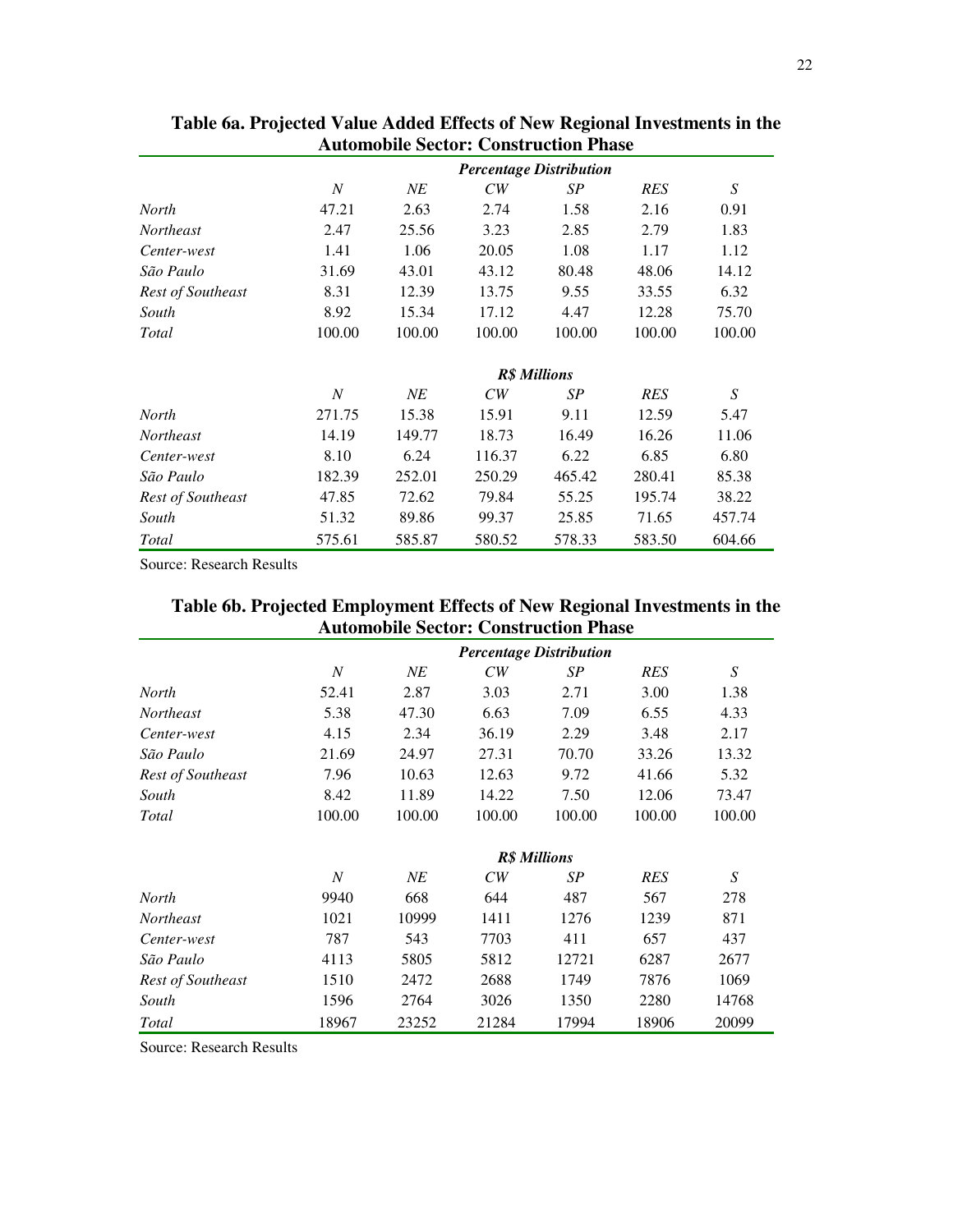**Table 6a. Projected Value Added Effects of New Regional Investments in the Automobile Sector: Construction Phase**

| | *Percentage Distribution* | | | | | |
|---|---|---|---|---|---|---|
| | *N* | *NE* | *CW* | *SP* | *RES* | *S* |
| *North* | 47.21 | 2.63 | 2.74 | 1.58 | 2.16 | 0.91 |
| *Northeast* | 2.47 | 25.56 | 3.23 | 2.85 | 2.79 | 1.83 |
| *Center-west* | 1.41 | 1.06 | 20.05 | 1.08 | 1.17 | 1.12 |
| *São Paulo* | 31.69 | 43.01 | 43.12 | 80.48 | 48.06 | 14.12 |
| *Rest of Southeast* | 8.31 | 12.39 | 13.75 | 9.55 | 33.55 | 6.32 |
| *South* | 8.92 | 15.34 | 17.12 | 4.47 | 12.28 | 75.70 |
| *Total* | 100.00 | 100.00 | 100.00 | 100.00 | 100.00 | 100.00 |
| | ***R$ Millions*** | | | | | |
| | *N* | *NE* | *CW* | *SP* | *RES* | *S* |
| *North* | 271.75 | 15.38 | 15.91 | 9.11 | 12.59 | 5.47 |
| *Northeast* | 14.19 | 149.77 | 18.73 | 16.49 | 16.26 | 11.06 |
| *Center-west* | 8.10 | 6.24 | 116.37 | 6.22 | 6.85 | 6.80 |
| *São Paulo* | 182.39 | 252.01 | 250.29 | 465.42 | 280.41 | 85.38 |
| *Rest of Southeast* | 47.85 | 72.62 | 79.84 | 55.25 | 195.74 | 38.22 |
| *South* | 51.32 | 89.86 | 99.37 | 25.85 | 71.65 | 457.74 |
| *Total* | 575.61 | 585.87 | 580.52 | 578.33 | 583.50 | 604.66 |

Source: Research Results

**Table 6b. Projected Employment Effects of New Regional Investments in the Automobile Sector: Construction Phase**

| | *Percentage Distribution* | | | | | |
|---|---|---|---|---|---|---|
| | *N* | *NE* | *CW* | *SP* | *RES* | *S* |
| *North* | 52.41 | 2.87 | 3.03 | 2.71 | 3.00 | 1.38 |
| *Northeast* | 5.38 | 47.30 | 6.63 | 7.09 | 6.55 | 4.33 |
| *Center-west* | 4.15 | 2.34 | 36.19 | 2.29 | 3.48 | 2.17 |
| *São Paulo* | 21.69 | 24.97 | 27.31 | 70.70 | 33.26 | 13.32 |
| *Rest of Southeast* | 7.96 | 10.63 | 12.63 | 9.72 | 41.66 | 5.32 |
| *South* | 8.42 | 11.89 | 14.22 | 7.50 | 12.06 | 73.47 |
| *Total* | 100.00 | 100.00 | 100.00 | 100.00 | 100.00 | 100.00 |
| | ***R$ Millions*** | | | | | |
| | *N* | *NE* | *CW* | *SP* | *RES* | *S* |
| *North* | 9940 | 668 | 644 | 487 | 567 | 278 |
| *Northeast* | 1021 | 10999 | 1411 | 1276 | 1239 | 871 |
| *Center-west* | 787 | 543 | 7703 | 411 | 657 | 437 |
| *São Paulo* | 4113 | 5805 | 5812 | 12721 | 6287 | 2677 |
| *Rest of Southeast* | 1510 | 2472 | 2688 | 1749 | 7876 | 1069 |
| *South* | 1596 | 2764 | 3026 | 1350 | 2280 | 14768 |
| *Total* | 18967 | 23252 | 21284 | 17994 | 18906 | 20099 |

Source: Research Results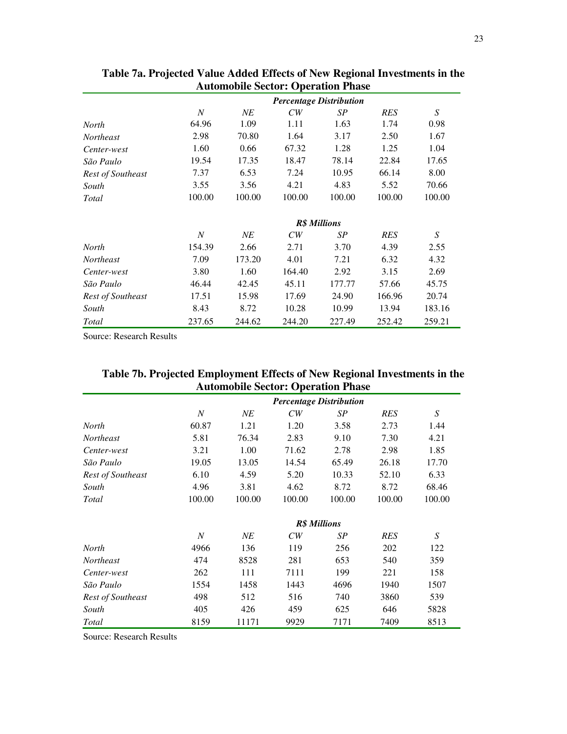**Table 7a. Projected Value Added Effects of New Regional Investments in the Automobile Sector: Operation Phase**

| | *Percentage Distribution* | | | | | |
|---|---|---|---|---|---|---|
| | *N* | *NE* | *CW* | *SP* | *RES* | *S* |
| *North* | 64.96 | 1.09 | 1.11 | 1.63 | 1.74 | 0.98 |
| *Northeast* | 2.98 | 70.80 | 1.64 | 3.17 | 2.50 | 1.67 |
| *Center-west* | 1.60 | 0.66 | 67.32 | 1.28 | 1.25 | 1.04 |
| *São Paulo* | 19.54 | 17.35 | 18.47 | 78.14 | 22.84 | 17.65 |
| *Rest of Southeast* | 7.37 | 6.53 | 7.24 | 10.95 | 66.14 | 8.00 |
| *South* | 3.55 | 3.56 | 4.21 | 4.83 | 5.52 | 70.66 |
| *Total* | 100.00 | 100.00 | 100.00 | 100.00 | 100.00 | 100.00 |
| | ***R$ Millions*** | | | | | |
| | *N* | *NE* | *CW* | *SP* | *RES* | *S* |
| *North* | 154.39 | 2.66 | 2.71 | 3.70 | 4.39 | 2.55 |
| *Northeast* | 7.09 | 173.20 | 4.01 | 7.21 | 6.32 | 4.32 |
| *Center-west* | 3.80 | 1.60 | 164.40 | 2.92 | 3.15 | 2.69 |
| *São Paulo* | 46.44 | 42.45 | 45.11 | 177.77 | 57.66 | 45.75 |
| *Rest of Southeast* | 17.51 | 15.98 | 17.69 | 24.90 | 166.96 | 20.74 |
| *South* | 8.43 | 8.72 | 10.28 | 10.99 | 13.94 | 183.16 |
| *Total* | 237.65 | 244.62 | 244.20 | 227.49 | 252.42 | 259.21 |

Source: Research Results

**Table 7b. Projected Employment Effects of New Regional Investments in the Automobile Sector: Operation Phase**

| | *Percentage Distribution* | | | | | |
|---|---|---|---|---|---|---|
| | *N* | *NE* | *CW* | *SP* | *RES* | *S* |
| *North* | 60.87 | 1.21 | 1.20 | 3.58 | 2.73 | 1.44 |
| *Northeast* | 5.81 | 76.34 | 2.83 | 9.10 | 7.30 | 4.21 |
| *Center-west* | 3.21 | 1.00 | 71.62 | 2.78 | 2.98 | 1.85 |
| *São Paulo* | 19.05 | 13.05 | 14.54 | 65.49 | 26.18 | 17.70 |
| *Rest of Southeast* | 6.10 | 4.59 | 5.20 | 10.33 | 52.10 | 6.33 |
| *South* | 4.96 | 3.81 | 4.62 | 8.72 | 8.72 | 68.46 |
| *Total* | 100.00 | 100.00 | 100.00 | 100.00 | 100.00 | 100.00 |
| | ***R$ Millions*** | | | | | |
| | *N* | *NE* | *CW* | *SP* | *RES* | *S* |
| *North* | 4966 | 136 | 119 | 256 | 202 | 122 |
| *Northeast* | 474 | 8528 | 281 | 653 | 540 | 359 |
| *Center-west* | 262 | 111 | 7111 | 199 | 221 | 158 |
| *São Paulo* | 1554 | 1458 | 1443 | 4696 | 1940 | 1507 |
| *Rest of Southeast* | 498 | 512 | 516 | 740 | 3860 | 539 |
| *South* | 405 | 426 | 459 | 625 | 646 | 5828 |
| *Total* | 8159 | 11171 | 9929 | 7171 | 7409 | 8513 |

Source: Research Results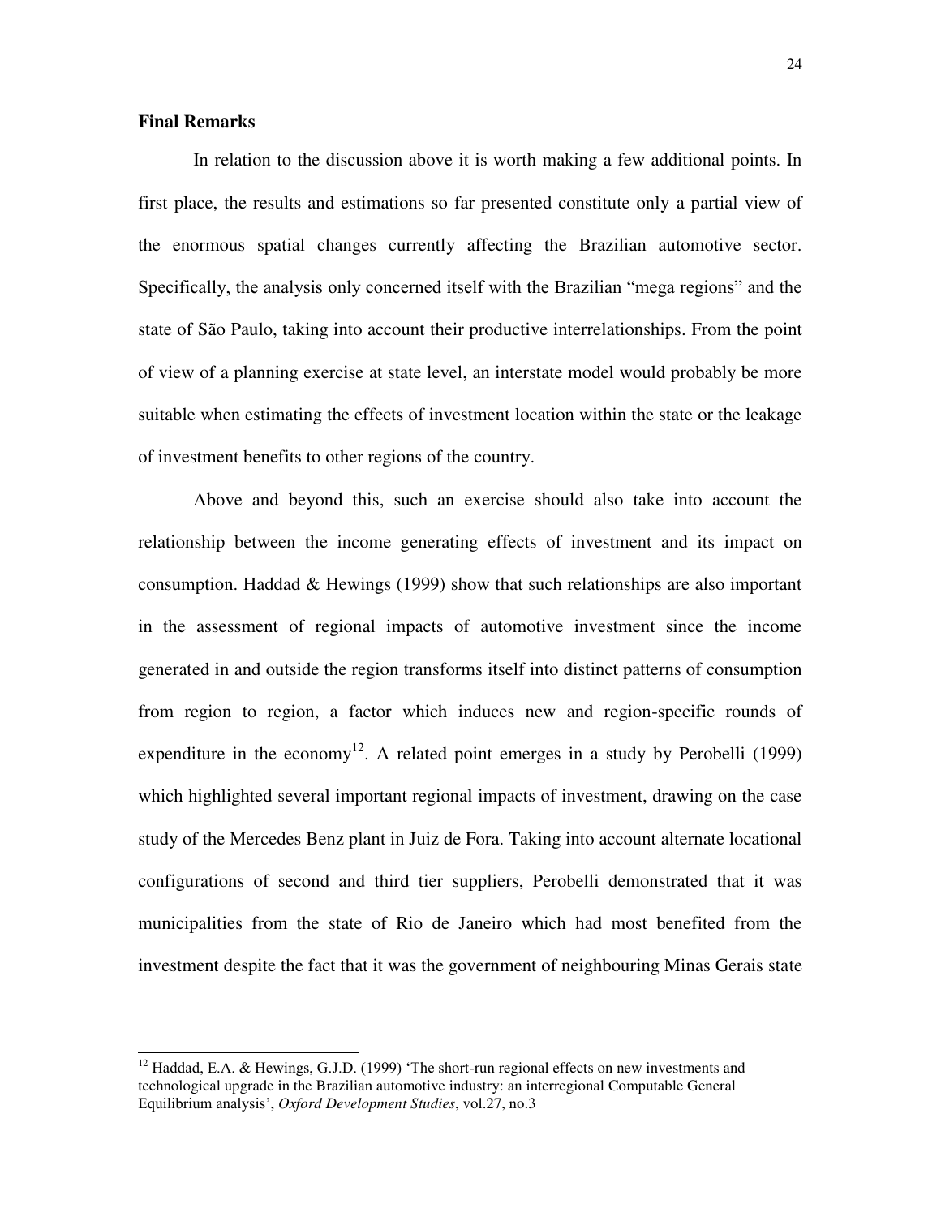**Final Remarks**

In relation to the discussion above it is worth making a few additional points. In first place, the results and estimations so far presented constitute only a partial view of the enormous spatial changes currently affecting the Brazilian automotive sector. Specifically, the analysis only concerned itself with the Brazilian "mega regions" and the state of São Paulo, taking into account their productive interrelationships. From the point of view of a planning exercise at state level, an interstate model would probably be more suitable when estimating the effects of investment location within the state or the leakage of investment benefits to other regions of the country.

Above and beyond this, such an exercise should also take into account the relationship between the income generating effects of investment and its impact on consumption. Haddad & Hewings (1999) show that such relationships are also important in the assessment of regional impacts of automotive investment since the income generated in and outside the region transforms itself into distinct patterns of consumption from region to region, a factor which induces new and region-specific rounds of expenditure in the economy[12]. A related point emerges in a study by Perobelli (1999) which highlighted several important regional impacts of investment, drawing on the case study of the Mercedes Benz plant in Juiz de Fora. Taking into account alternate locational configurations of second and third tier suppliers, Perobelli demonstrated that it was municipalities from the state of Rio de Janeiro which had most benefited from the investment despite the fact that it was the government of neighbouring Minas Gerais state

---

[12] Haddad, E.A. & Hewings, G.J.D. (1999) 'The short-run regional effects on new investments and technological upgrade in the Brazilian automotive industry: an interregional Computable General Equilibrium analysis', *Oxford Development Studies*, vol.27, no.3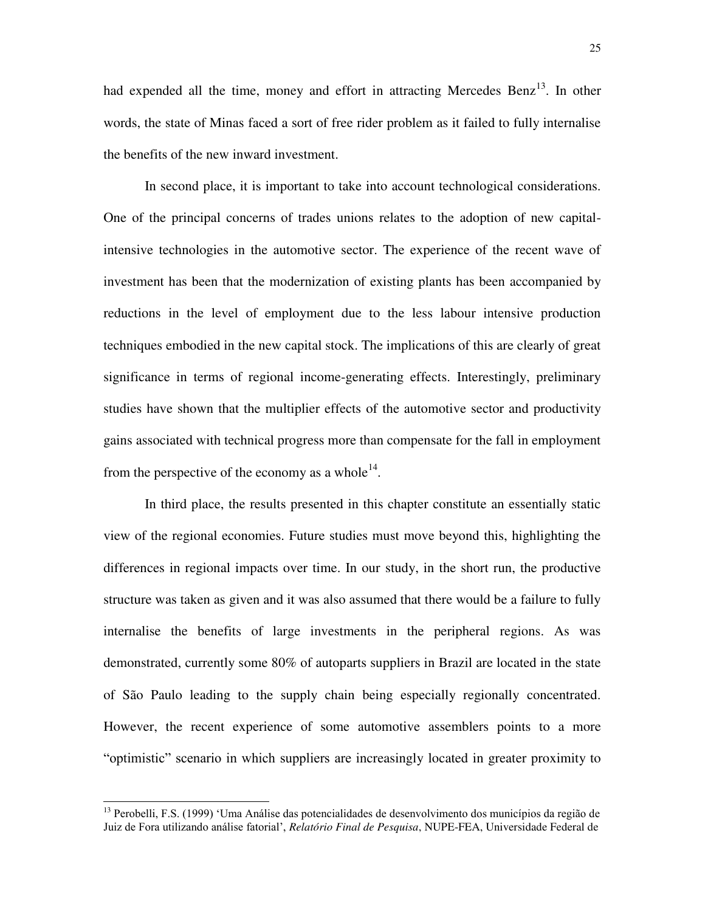had expended all the time, money and effort in attracting Mercedes Benz[13]. In other words, the state of Minas faced a sort of free rider problem as it failed to fully internalise the benefits of the new inward investment.

In second place, it is important to take into account technological considerations. One of the principal concerns of trades unions relates to the adoption of new capital-intensive technologies in the automotive sector. The experience of the recent wave of investment has been that the modernization of existing plants has been accompanied by reductions in the level of employment due to the less labour intensive production techniques embodied in the new capital stock. The implications of this are clearly of great significance in terms of regional income-generating effects. Interestingly, preliminary studies have shown that the multiplier effects of the automotive sector and productivity gains associated with technical progress more than compensate for the fall in employment from the perspective of the economy as a whole[14].

In third place, the results presented in this chapter constitute an essentially static view of the regional economies. Future studies must move beyond this, highlighting the differences in regional impacts over time. In our study, in the short run, the productive structure was taken as given and it was also assumed that there would be a failure to fully internalise the benefits of large investments in the peripheral regions. As was demonstrated, currently some 80% of autoparts suppliers in Brazil are located in the state of São Paulo leading to the supply chain being especially regionally concentrated. However, the recent experience of some automotive assemblers points to a more "optimistic" scenario in which suppliers are increasingly located in greater proximity to

---

[13] Perobelli, F.S. (1999) 'Uma Análise das potencialidades de desenvolvimento dos municípios da região de Juiz de Fora utilizando análise fatorial', *Relatório Final de Pesquisa*, NUPE-FEA, Universidade Federal de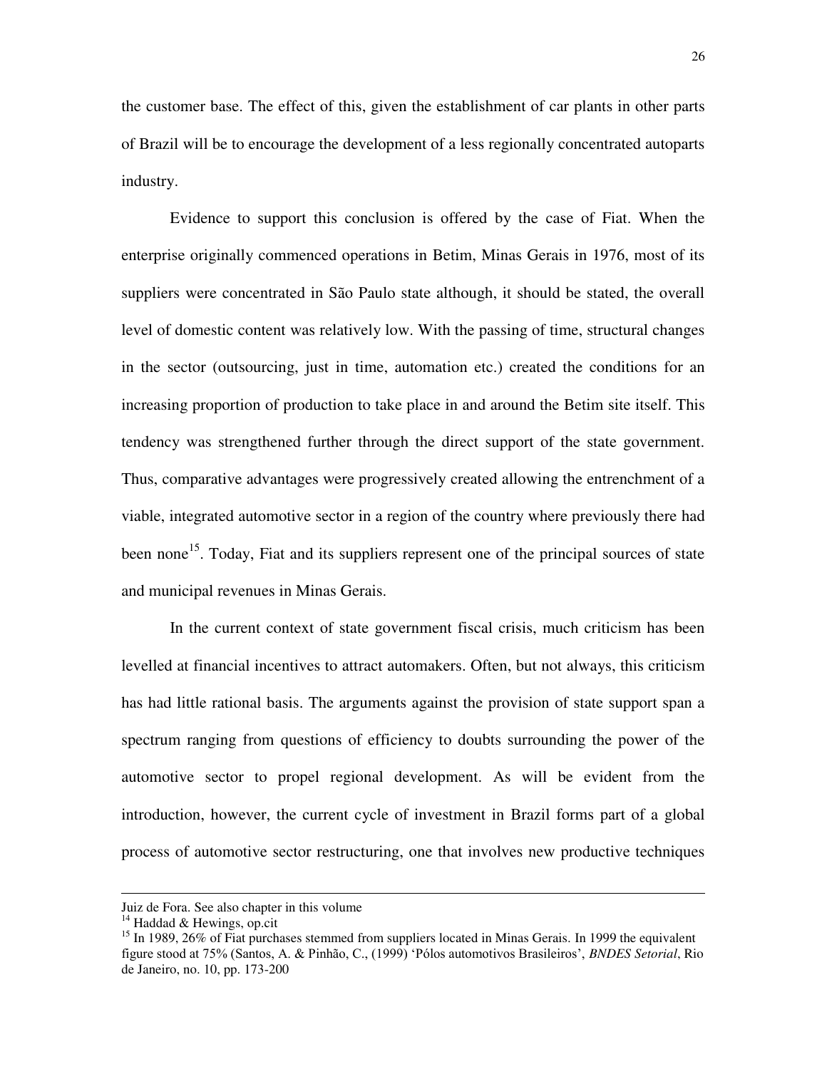the customer base. The effect of this, given the establishment of car plants in other parts of Brazil will be to encourage the development of a less regionally concentrated autoparts industry.

Evidence to support this conclusion is offered by the case of Fiat. When the enterprise originally commenced operations in Betim, Minas Gerais in 1976, most of its suppliers were concentrated in São Paulo state although, it should be stated, the overall level of domestic content was relatively low. With the passing of time, structural changes in the sector (outsourcing, just in time, automation etc.) created the conditions for an increasing proportion of production to take place in and around the Betim site itself. This tendency was strengthened further through the direct support of the state government. Thus, comparative advantages were progressively created allowing the entrenchment of a viable, integrated automotive sector in a region of the country where previously there had been none[15]. Today, Fiat and its suppliers represent one of the principal sources of state and municipal revenues in Minas Gerais.

In the current context of state government fiscal crisis, much criticism has been levelled at financial incentives to attract automakers. Often, but not always, this criticism has had little rational basis. The arguments against the provision of state support span a spectrum ranging from questions of efficiency to doubts surrounding the power of the automotive sector to propel regional development. As will be evident from the introduction, however, the current cycle of investment in Brazil forms part of a global process of automotive sector restructuring, one that involves new productive techniques

---

Juiz de Fora. See also chapter in this volume

[14] Haddad & Hewings, op.cit

[15] In 1989, 26% of Fiat purchases stemmed from suppliers located in Minas Gerais. In 1999 the equivalent figure stood at 75% (Santos, A. & Pinhão, C., (1999) 'Pólos automotivos Brasileiros', *BNDES Setorial*, Rio de Janeiro, no. 10, pp. 173-200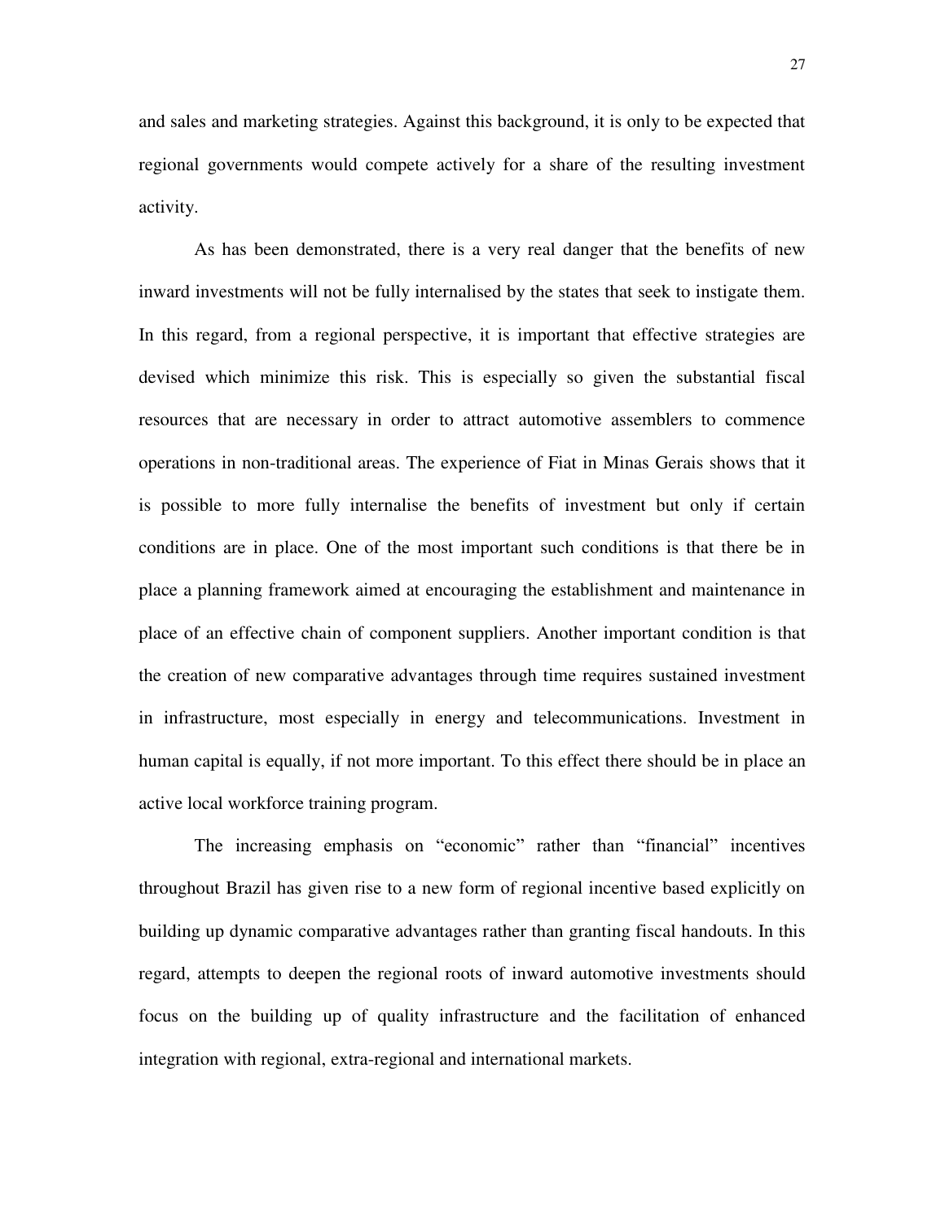and sales and marketing strategies. Against this background, it is only to be expected that regional governments would compete actively for a share of the resulting investment activity.

As has been demonstrated, there is a very real danger that the benefits of new inward investments will not be fully internalised by the states that seek to instigate them. In this regard, from a regional perspective, it is important that effective strategies are devised which minimize this risk. This is especially so given the substantial fiscal resources that are necessary in order to attract automotive assemblers to commence operations in non-traditional areas. The experience of Fiat in Minas Gerais shows that it is possible to more fully internalise the benefits of investment but only if certain conditions are in place. One of the most important such conditions is that there be in place a planning framework aimed at encouraging the establishment and maintenance in place of an effective chain of component suppliers. Another important condition is that the creation of new comparative advantages through time requires sustained investment in infrastructure, most especially in energy and telecommunications. Investment in human capital is equally, if not more important. To this effect there should be in place an active local workforce training program.

The increasing emphasis on "economic" rather than "financial" incentives throughout Brazil has given rise to a new form of regional incentive based explicitly on building up dynamic comparative advantages rather than granting fiscal handouts. In this regard, attempts to deepen the regional roots of inward automotive investments should focus on the building up of quality infrastructure and the facilitation of enhanced integration with regional, extra-regional and international markets.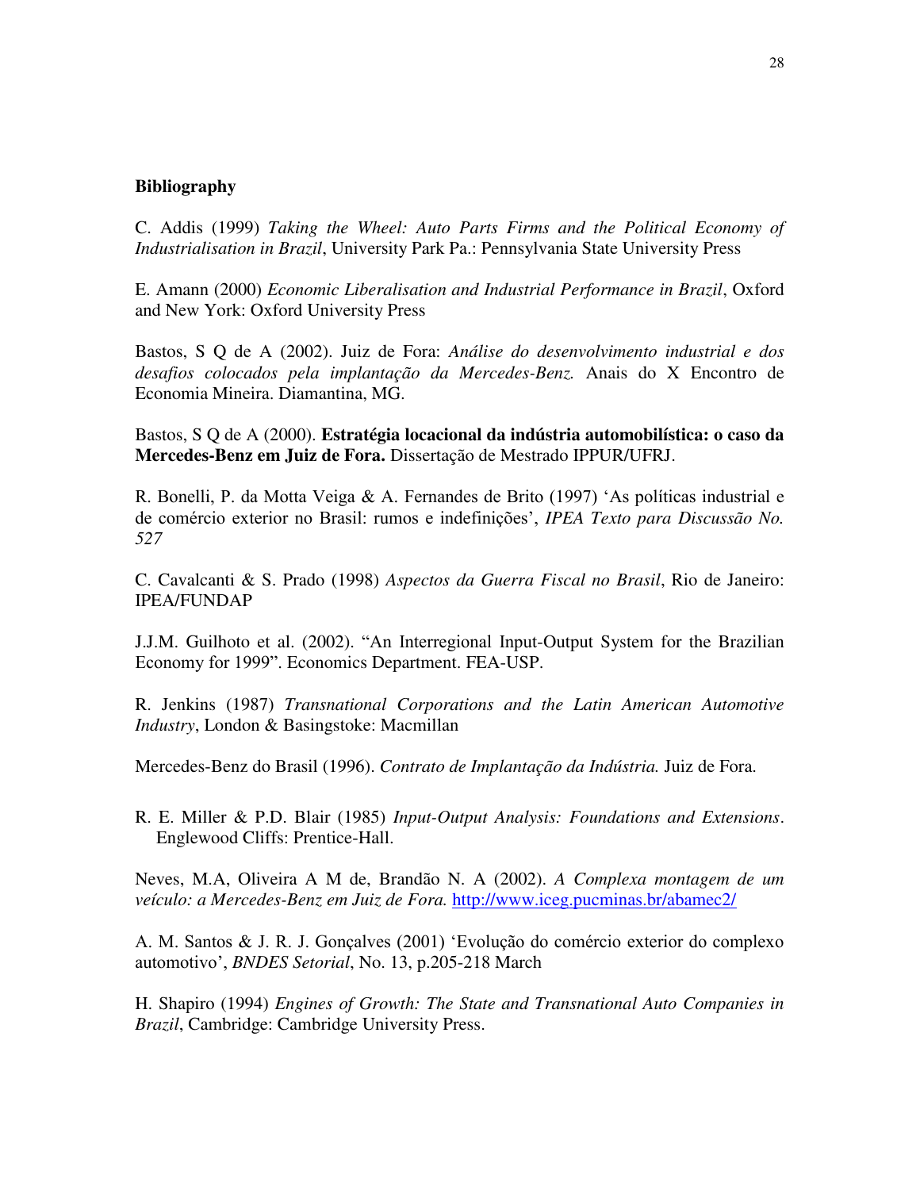**Bibliography**

C. Addis (1999) *Taking the Wheel: Auto Parts Firms and the Political Economy of Industrialisation in Brazil*, University Park Pa.: Pennsylvania State University Press

E. Amann (2000) *Economic Liberalisation and Industrial Performance in Brazil*, Oxford and New York: Oxford University Press

Bastos, S Q de A (2002). Juiz de Fora: *Análise do desenvolvimento industrial e dos desafios colocados pela implantação da Mercedes-Benz.* Anais do X Encontro de Economia Mineira. Diamantina, MG.

Bastos, S Q de A (2000). **Estratégia locacional da indústria automobilística: o caso da Mercedes-Benz em Juiz de Fora.** Dissertação de Mestrado IPPUR/UFRJ.

R. Bonelli, P. da Motta Veiga & A. Fernandes de Brito (1997) 'As políticas industrial e de comércio exterior no Brasil: rumos e indefinições', *IPEA Texto para Discussão No. 527*

C. Cavalcanti & S. Prado (1998) *Aspectos da Guerra Fiscal no Brasil*, Rio de Janeiro: IPEA/FUNDAP

J.J.M. Guilhoto et al. (2002). "An Interregional Input-Output System for the Brazilian Economy for 1999". Economics Department. FEA-USP.

R. Jenkins (1987) *Transnational Corporations and the Latin American Automotive Industry*, London & Basingstoke: Macmillan

Mercedes-Benz do Brasil (1996). *Contrato de Implantação da Indústria.* Juiz de Fora.

R. E. Miller & P.D. Blair (1985) *Input-Output Analysis: Foundations and Extensions*. Englewood Cliffs: Prentice-Hall.

Neves, M.A, Oliveira A M de, Brandão N. A (2002). *A Complexa montagem de um veículo: a Mercedes-Benz em Juiz de Fora.* http://www.iceg.pucminas.br/abamec2/

A. M. Santos & J. R. J. Gonçalves (2001) 'Evolução do comércio exterior do complexo automotivo', *BNDES Setorial*, No. 13, p.205-218 March

H. Shapiro (1994) *Engines of Growth: The State and Transnational Auto Companies in Brazil*, Cambridge: Cambridge University Press.